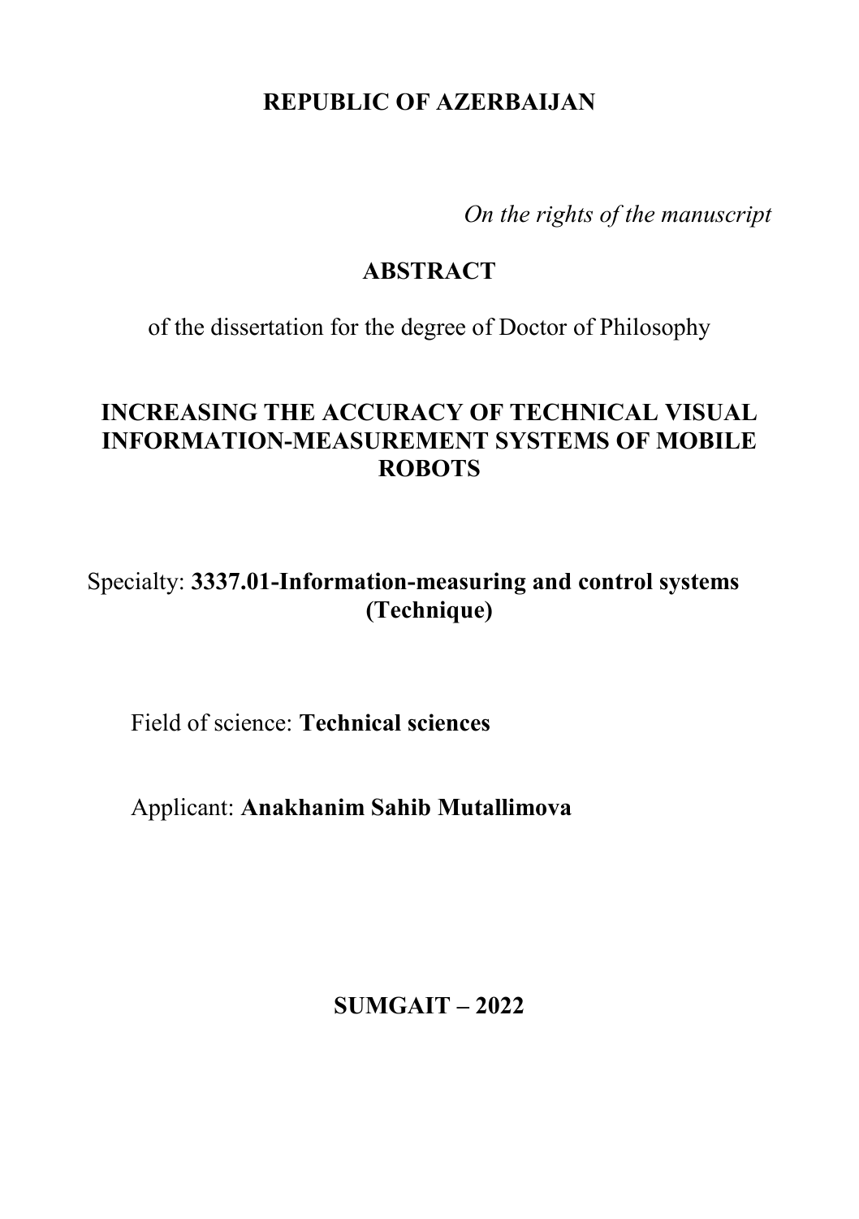**REPUBLIC OF AZERBAIJAN**

*On the rights of the manuscript*

# ABSTRACT

of the dissertation for the degree of Doctor of Philosophy

# INCREASING THE ACCURACY OF TECHNICAL VISUAL INFORMATION-MEASUREMENT SYSTEMS OF MOBILE ROBOTS

Specialty: **3337.01-Information-measuring and control systems (Technique)**

Field of science: **Technical sciences**

Applicant: **Anakhanim Sahib Mutallimova**

**SUMGAIT – 2022**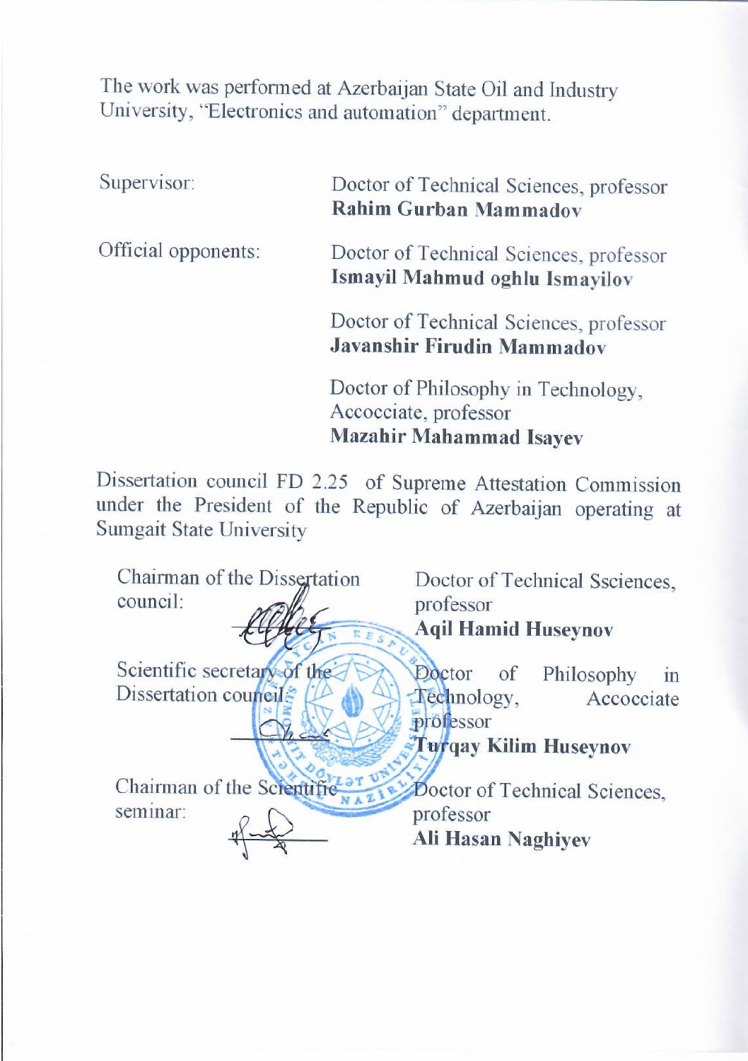The work was performed at Azerbaijan State Oil and Industry University, "Electronics and automation" department.

Supervisor: Doctor of Technical Sciences, professor
**Rahim Gurban Mammadov**

Official opponents: Doctor of Technical Sciences, professor
**Ismayil Mahmud oghlu Ismayilov**

Doctor of Technical Sciences, professor
**Javanshir Firudin Mammadov**

Doctor of Philosophy in Technology, Accocciate, professor
**Mazahir Mahammad Isayev**

Dissertation council FD 2.25 of Supreme Attestation Commission under the President of the Republic of Azerbaijan operating at Sumgait State University

Chairman of the Dissertation council: Doctor of Technical Ssciences, professor
**Aqil Hamid Huseynov**

Scientific secretary of the Dissertation council: Doctor of Philosophy in Technology, Accocciate professor
**Turqay Kilim Huseynov**

Chairman of the Scientific seminar: Doctor of Technical Sciences, professor
**Ali Hasan Naghiyev**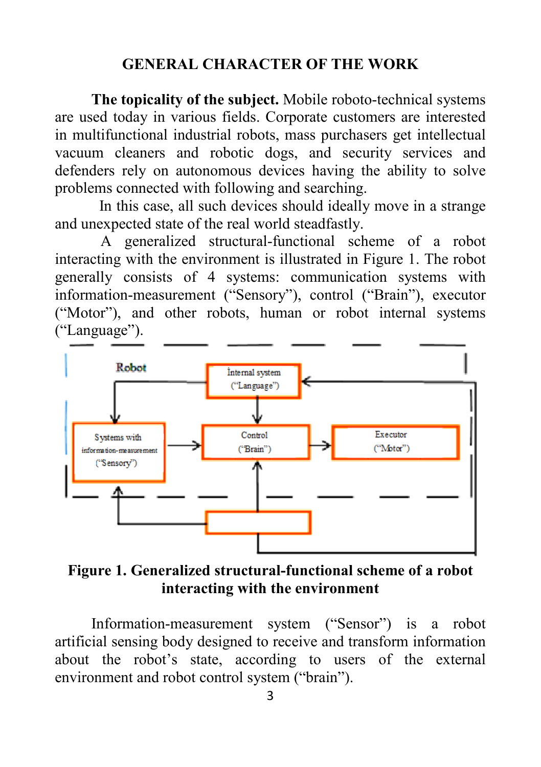# GENERAL CHARACTER OF THE WORK

**The topicality of the subject.** Mobile roboto-technical systems are used today in various fields. Corporate customers are interested in multifunctional industrial robots, mass purchasers get intellectual vacuum cleaners and robotic dogs, and security services and defenders rely on autonomous devices having the ability to solve problems connected with following and searching.

In this case, all such devices should ideally move in a strange and unexpected state of the real world steadfastly.

A generalized structural-functional scheme of a robot interacting with the environment is illustrated in Figure 1. The robot generally consists of 4 systems: communication systems with information-measurement ("Sensory"), control ("Brain"), executor ("Motor"), and other robots, human or robot internal systems ("Language").

**Figure 1. Generalized structural-functional scheme of a robot interacting with the environment**

Information-measurement system ("Sensor") is a robot artificial sensing body designed to receive and transform information about the robot's state, according to users of the external environment and robot control system ("brain").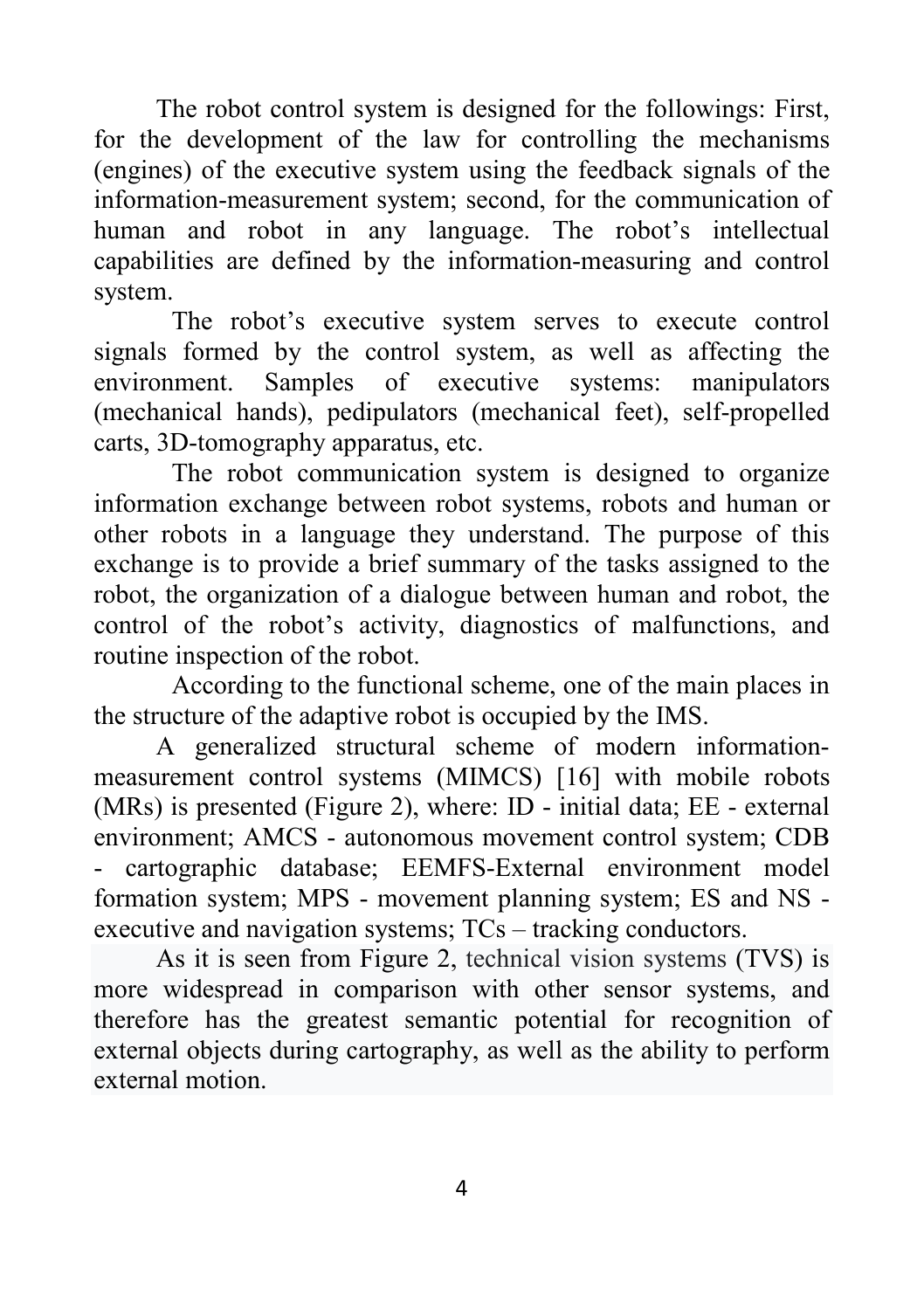The robot control system is designed for the followings: First, for the development of the law for controlling the mechanisms (engines) of the executive system using the feedback signals of the information-measurement system; second, for the communication of human and robot in any language. The robot's intellectual capabilities are defined by the information-measuring and control system.

The robot's executive system serves to execute control signals formed by the control system, as well as affecting the environment. Samples of executive systems: manipulators (mechanical hands), pedipulators (mechanical feet), self-propelled carts, 3D-tomography apparatus, etc.

The robot communication system is designed to organize information exchange between robot systems, robots and human or other robots in a language they understand. The purpose of this exchange is to provide a brief summary of the tasks assigned to the robot, the organization of a dialogue between human and robot, the control of the robot's activity, diagnostics of malfunctions, and routine inspection of the robot.

According to the functional scheme, one of the main places in the structure of the adaptive robot is occupied by the IMS.

A generalized structural scheme of modern information-measurement control systems (MIMCS) [16] with mobile robots (MRs) is presented (Figure 2), where: ID - initial data; EE - external environment; AMCS - autonomous movement control system; CDB - cartographic database; EEMFS-External environment model formation system; MPS - movement planning system; ES and NS - executive and navigation systems; TCs – tracking conductors.

As it is seen from Figure 2, technical vision systems (TVS) is more widespread in comparison with other sensor systems, and therefore has the greatest semantic potential for recognition of external objects during cartography, as well as the ability to perform external motion.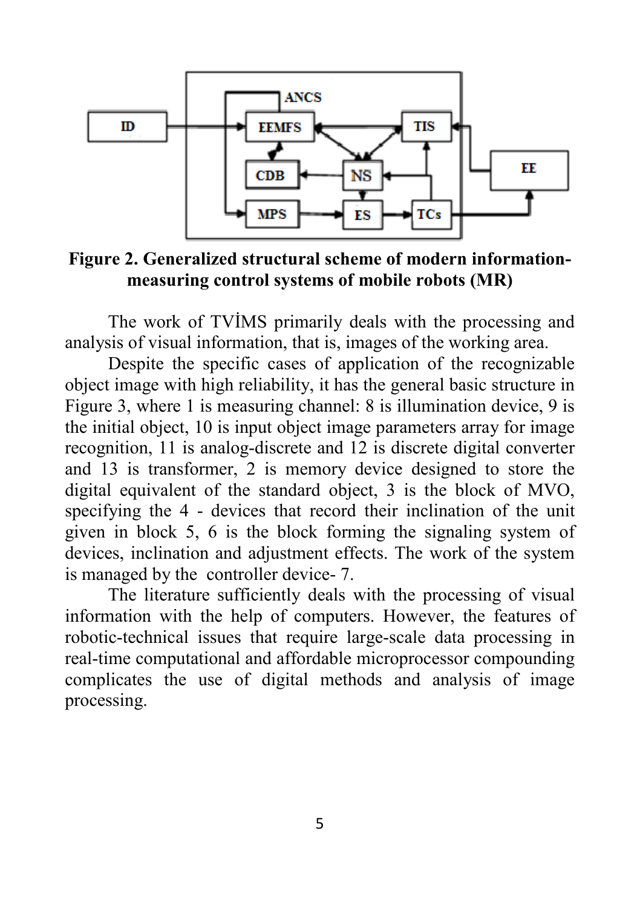**Figure 2. Generalized structural scheme of modern information-measuring control systems of mobile robots (MR)**

The work of TVİMS primarily deals with the processing and analysis of visual information, that is, images of the working area.

Despite the specific cases of application of the recognizable object image with high reliability, it has the general basic structure in Figure 3, where 1 is measuring channel: 8 is illumination device, 9 is the initial object, 10 is input object image parameters array for image recognition, 11 is analog-discrete and 12 is discrete digital converter and 13 is transformer, 2 is memory device designed to store the digital equivalent of the standard object, 3 is the block of MVO, specifying the 4 - devices that record their inclination of the unit given in block 5, 6 is the block forming the signaling system of devices, inclination and adjustment effects. The work of the system is managed by the controller device- 7.

The literature sufficiently deals with the processing of visual information with the help of computers. However, the features of robotic-technical issues that require large-scale data processing in real-time computational and affordable microprocessor compounding complicates the use of digital methods and analysis of image processing.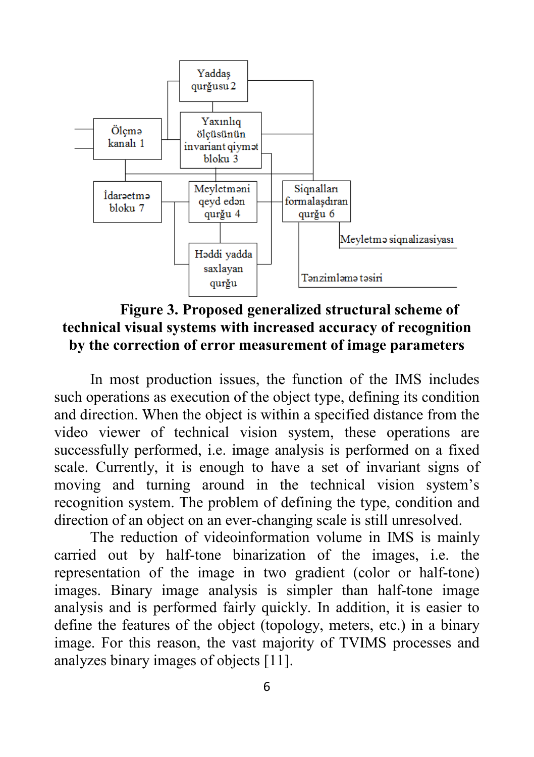**Figure 3. Proposed generalized structural scheme of technical visual systems with increased accuracy of recognition by the correction of error measurement of image parameters**

In most production issues, the function of the IMS includes such operations as execution of the object type, defining its condition and direction. When the object is within a specified distance from the video viewer of technical vision system, these operations are successfully performed, i.e. image analysis is performed on a fixed scale. Currently, it is enough to have a set of invariant signs of moving and turning around in the technical vision system's recognition system. The problem of defining the type, condition and direction of an object on an ever-changing scale is still unresolved.

The reduction of videoinformation volume in IMS is mainly carried out by half-tone binarization of the images, i.e. the representation of the image in two gradient (color or half-tone) images. Binary image analysis is simpler than half-tone image analysis and is performed fairly quickly. In addition, it is easier to define the features of the object (topology, meters, etc.) in a binary image. For this reason, the vast majority of TVIMS processes and analyzes binary images of objects [11].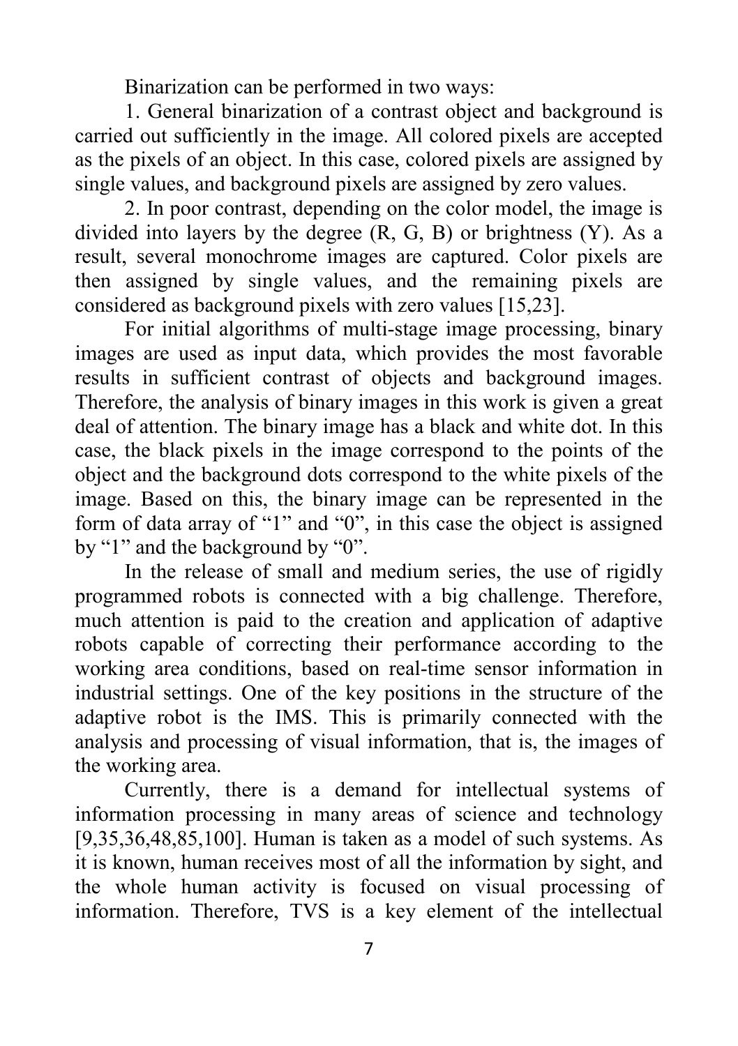Binarization can be performed in two ways:

1. General binarization of a contrast object and background is carried out sufficiently in the image. All colored pixels are accepted as the pixels of an object. In this case, colored pixels are assigned by single values, and background pixels are assigned by zero values.

2. In poor contrast, depending on the color model, the image is divided into layers by the degree (R, G, B) or brightness (Y). As a result, several monochrome images are captured. Color pixels are then assigned by single values, and the remaining pixels are considered as background pixels with zero values [15,23].

For initial algorithms of multi-stage image processing, binary images are used as input data, which provides the most favorable results in sufficient contrast of objects and background images. Therefore, the analysis of binary images in this work is given a great deal of attention. The binary image has a black and white dot. In this case, the black pixels in the image correspond to the points of the object and the background dots correspond to the white pixels of the image. Based on this, the binary image can be represented in the form of data array of "1" and "0", in this case the object is assigned by "1" and the background by "0".

In the release of small and medium series, the use of rigidly programmed robots is connected with a big challenge. Therefore, much attention is paid to the creation and application of adaptive robots capable of correcting their performance according to the working area conditions, based on real-time sensor information in industrial settings. One of the key positions in the structure of the adaptive robot is the IMS. This is primarily connected with the analysis and processing of visual information, that is, the images of the working area.

Currently, there is a demand for intellectual systems of information processing in many areas of science and technology [9,35,36,48,85,100]. Human is taken as a model of such systems. As it is known, human receives most of all the information by sight, and the whole human activity is focused on visual processing of information. Therefore, TVS is a key element of the intellectual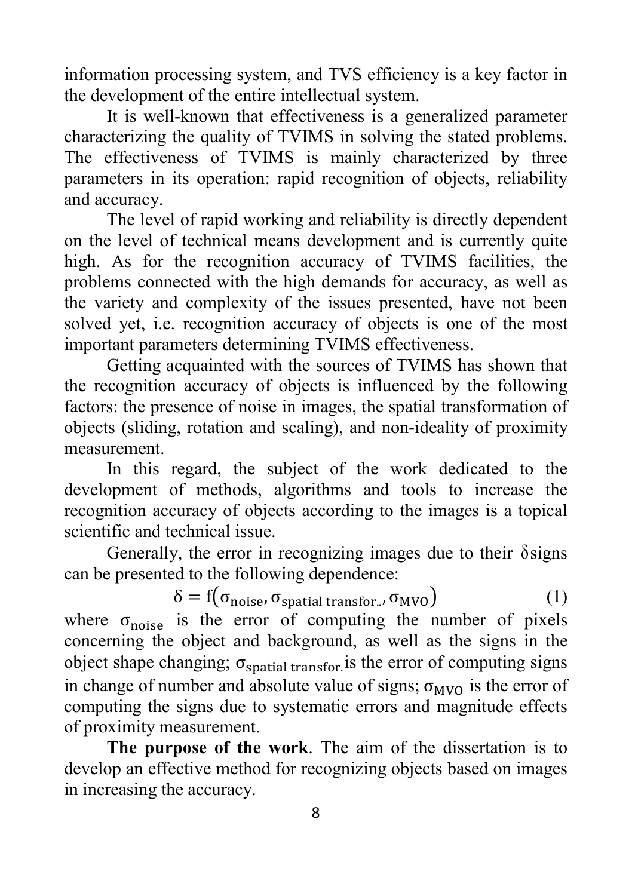information processing system, and TVS efficiency is a key factor in the development of the entire intellectual system.

It is well-known that effectiveness is a generalized parameter characterizing the quality of TVIMS in solving the stated problems. The effectiveness of TVIMS is mainly characterized by three parameters in its operation: rapid recognition of objects, reliability and accuracy.

The level of rapid working and reliability is directly dependent on the level of technical means development and is currently quite high. As for the recognition accuracy of TVIMS facilities, the problems connected with the high demands for accuracy, as well as the variety and complexity of the issues presented, have not been solved yet, i.e. recognition accuracy of objects is one of the most important parameters determining TVIMS effectiveness.

Getting acquainted with the sources of TVIMS has shown that the recognition accuracy of objects is influenced by the following factors: the presence of noise in images, the spatial transformation of objects (sliding, rotation and scaling), and non-ideality of proximity measurement.

In this regard, the subject of the work dedicated to the development of methods, algorithms and tools to increase the recognition accuracy of objects according to the images is a topical scientific and technical issue.

Generally, the error in recognizing images due to their $\delta$ signs can be presented to the following dependence:

$$\delta = f(\sigma_{noise}, \sigma_{spatial\ transfor..}, \sigma_{MVO}) \qquad (1)$$

where $\sigma_{noise}$ is the error of computing the number of pixels concerning the object and background, as well as the signs in the object shape changing; $\sigma_{spatial\ transfor.}$ is the error of computing signs in change of number and absolute value of signs; $\sigma_{MVO}$ is the error of computing the signs due to systematic errors and magnitude effects of proximity measurement.

**The purpose of the work**. The aim of the dissertation is to develop an effective method for recognizing objects based on images in increasing the accuracy.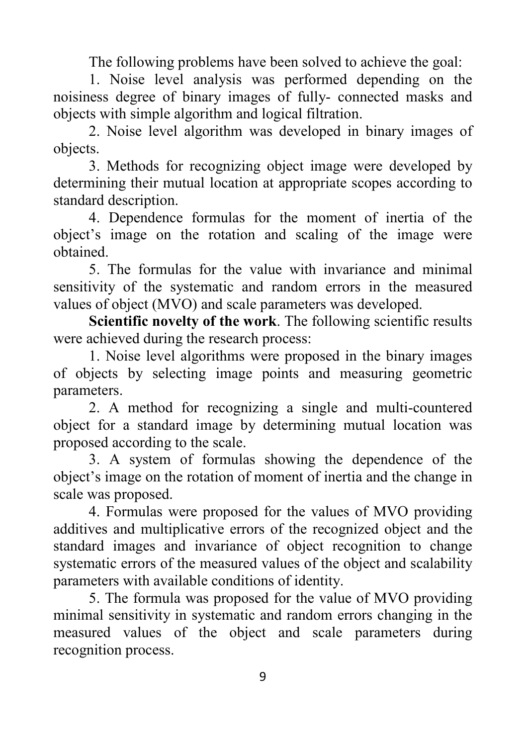The following problems have been solved to achieve the goal:

1. Noise level analysis was performed depending on the noisiness degree of binary images of fully- connected masks and objects with simple algorithm and logical filtration.
2. Noise level algorithm was developed in binary images of objects.
3. Methods for recognizing object image were developed by determining their mutual location at appropriate scopes according to standard description.
4. Dependence formulas for the moment of inertia of the object's image on the rotation and scaling of the image were obtained.
5. The formulas for the value with invariance and minimal sensitivity of the systematic and random errors in the measured values of object (MVO) and scale parameters was developed.

**Scientific novelty of the work**. The following scientific results were achieved during the research process:

1. Noise level algorithms were proposed in the binary images of objects by selecting image points and measuring geometric parameters.
2. A method for recognizing a single and multi-countered object for a standard image by determining mutual location was proposed according to the scale.
3. A system of formulas showing the dependence of the object's image on the rotation of moment of inertia and the change in scale was proposed.
4. Formulas were proposed for the values of MVO providing additives and multiplicative errors of the recognized object and the standard images and invariance of object recognition to change systematic errors of the measured values of the object and scalability parameters with available conditions of identity.
5. The formula was proposed for the value of MVO providing minimal sensitivity in systematic and random errors changing in the measured values of the object and scale parameters during recognition process.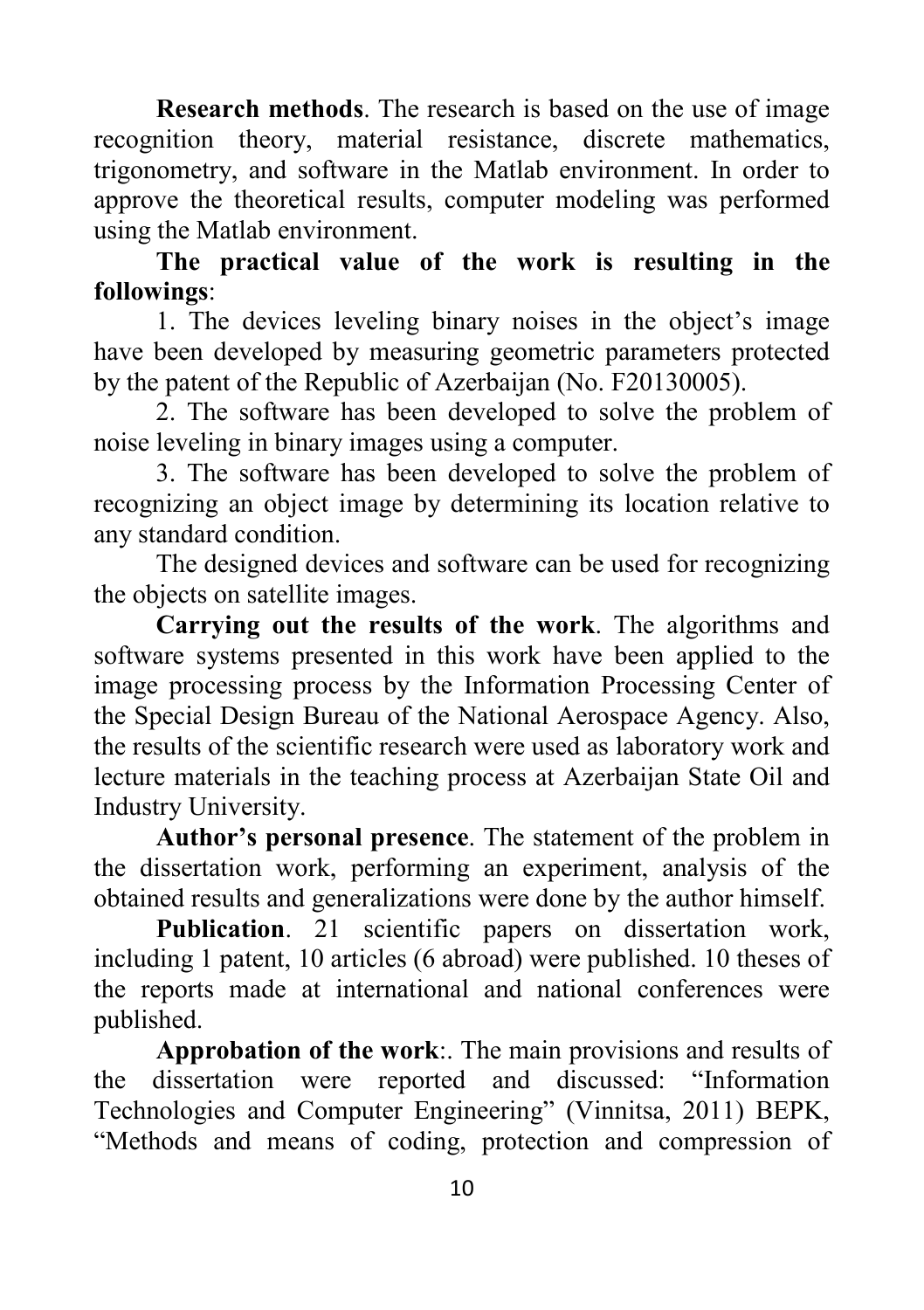**Research methods**. The research is based on the use of image recognition theory, material resistance, discrete mathematics, trigonometry, and software in the Matlab environment. In order to approve the theoretical results, computer modeling was performed using the Matlab environment.

**The practical value of the work is resulting in the followings**:

1. The devices leveling binary noises in the object's image have been developed by measuring geometric parameters protected by the patent of the Republic of Azerbaijan (No. F20130005).
2. The software has been developed to solve the problem of noise leveling in binary images using a computer.
3. The software has been developed to solve the problem of recognizing an object image by determining its location relative to any standard condition.

The designed devices and software can be used for recognizing the objects on satellite images.

**Carrying out the results of the work**. The algorithms and software systems presented in this work have been applied to the image processing process by the Information Processing Center of the Special Design Bureau of the National Aerospace Agency. Also, the results of the scientific research were used as laboratory work and lecture materials in the teaching process at Azerbaijan State Oil and Industry University.

**Author's personal presence**. The statement of the problem in the dissertation work, performing an experiment, analysis of the obtained results and generalizations were done by the author himself.

**Publication**. 21 scientific papers on dissertation work, including 1 patent, 10 articles (6 abroad) were published. 10 theses of the reports made at international and national conferences were published.

**Approbation of the work**:. The main provisions and results of the dissertation were reported and discussed: "Information Technologies and Computer Engineering" (Vinnitsa, 2011) BEPK, "Methods and means of coding, protection and compression of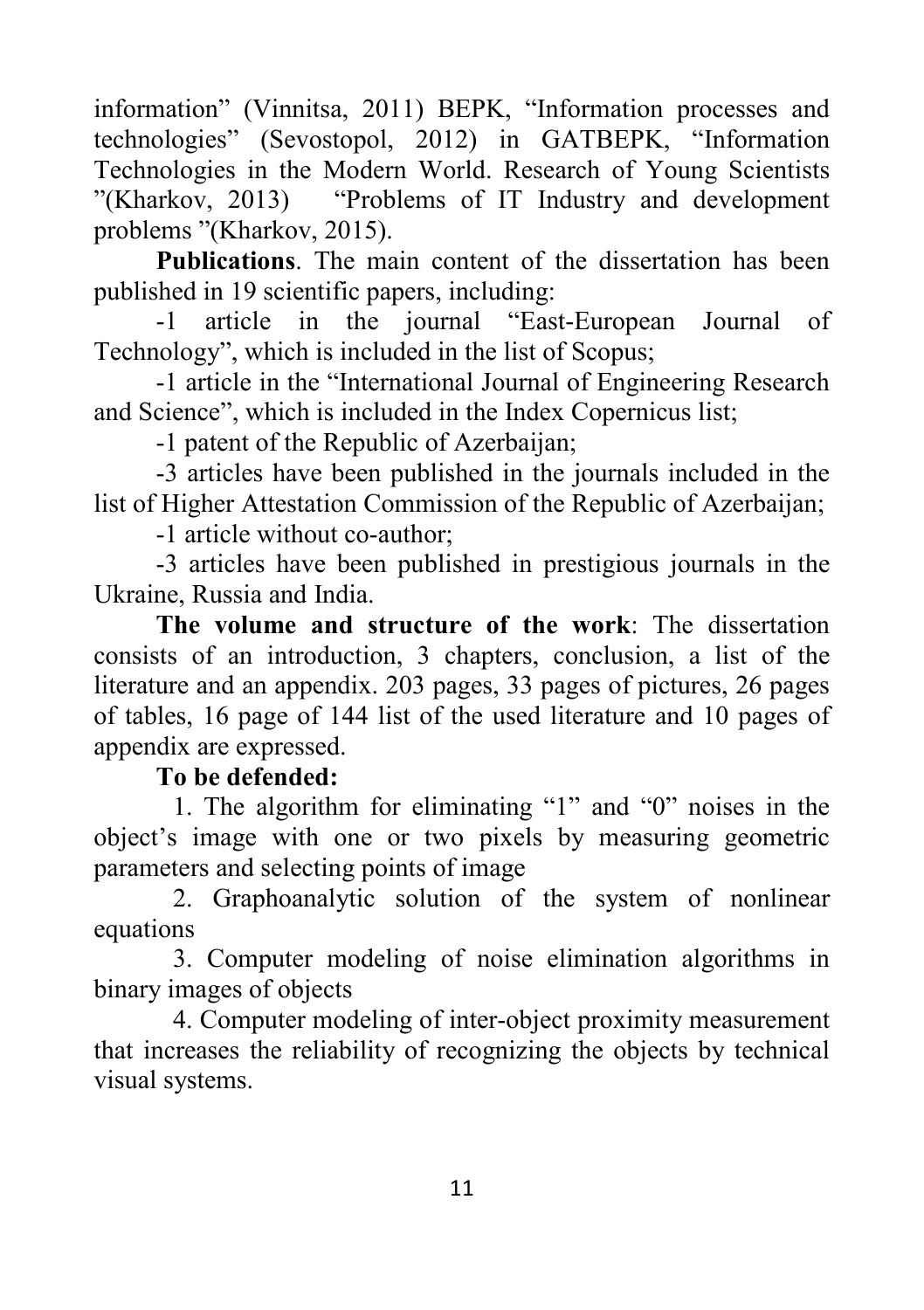information" (Vinnitsa, 2011) BEPK, "Information processes and technologies" (Sevostopol, 2012) in GATBEPK, "Information Technologies in the Modern World. Research of Young Scientists "(Kharkov, 2013) "Problems of IT Industry and development problems "(Kharkov, 2015).

**Publications**. The main content of the dissertation has been published in 19 scientific papers, including:

-1 article in the journal "East-European Journal of Technology", which is included in the list of Scopus;

-1 article in the "International Journal of Engineering Research and Science", which is included in the Index Copernicus list;

-1 patent of the Republic of Azerbaijan;

-3 articles have been published in the journals included in the list of Higher Attestation Commission of the Republic of Azerbaijan;

-1 article without co-author;

-3 articles have been published in prestigious journals in the Ukraine, Russia and India.

**The volume and structure of the work**: The dissertation consists of an introduction, 3 chapters, conclusion, a list of the literature and an appendix. 203 pages, 33 pages of pictures, 26 pages of tables, 16 page of 144 list of the used literature and 10 pages of appendix are expressed.

**To be defended:**

1. The algorithm for eliminating "1" and "0" noises in the object's image with one or two pixels by measuring geometric parameters and selecting points of image

2. Graphoanalytic solution of the system of nonlinear equations

3. Computer modeling of noise elimination algorithms in binary images of objects

4. Computer modeling of inter-object proximity measurement that increases the reliability of recognizing the objects by technical visual systems.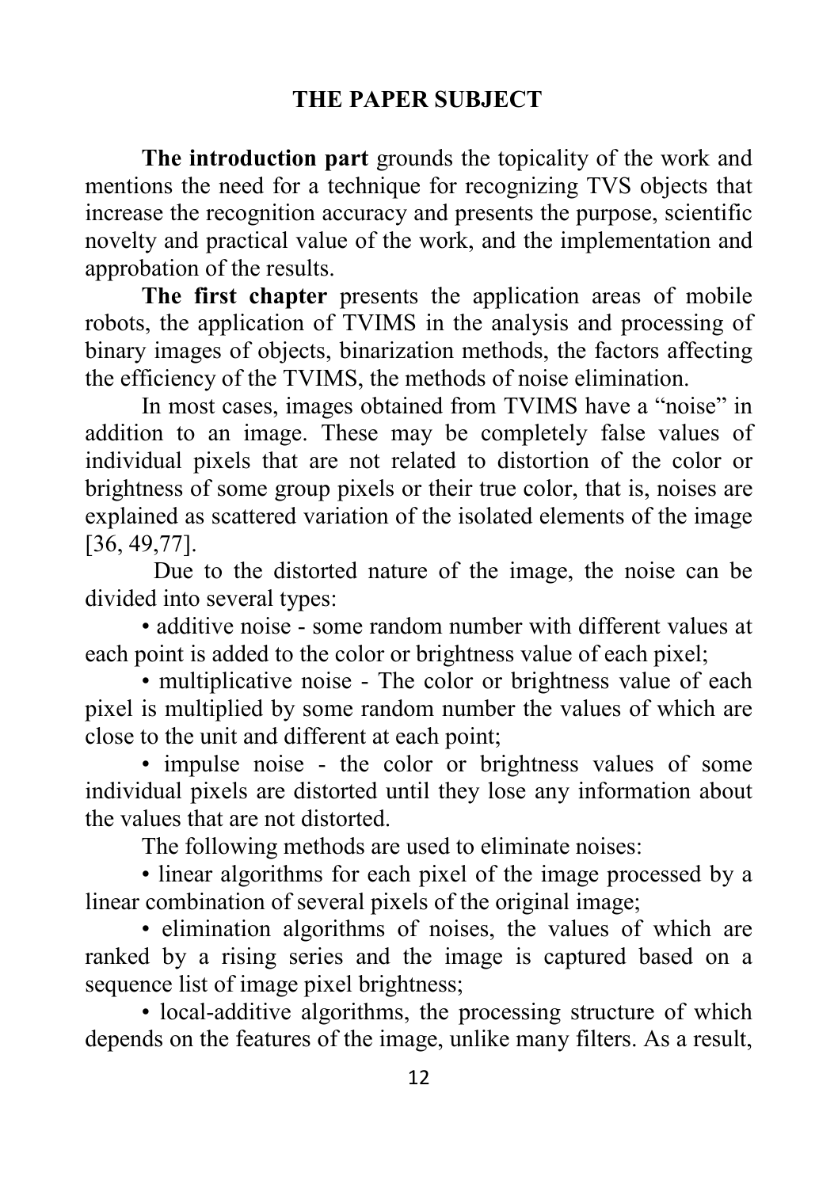## THE PAPER SUBJECT

**The introduction part** grounds the topicality of the work and mentions the need for a technique for recognizing TVS objects that increase the recognition accuracy and presents the purpose, scientific novelty and practical value of the work, and the implementation and approbation of the results.

**The first chapter** presents the application areas of mobile robots, the application of TVIMS in the analysis and processing of binary images of objects, binarization methods, the factors affecting the efficiency of the TVIMS, the methods of noise elimination.

In most cases, images obtained from TVIMS have a "noise" in addition to an image. These may be completely false values of individual pixels that are not related to distortion of the color or brightness of some group pixels or their true color, that is, noises are explained as scattered variation of the isolated elements of the image [36, 49,77].

Due to the distorted nature of the image, the noise can be divided into several types:

- additive noise - some random number with different values at each point is added to the color or brightness value of each pixel;
- multiplicative noise - The color or brightness value of each pixel is multiplied by some random number the values of which are close to the unit and different at each point;
- impulse noise - the color or brightness values of some individual pixels are distorted until they lose any information about the values that are not distorted.

The following methods are used to eliminate noises:

- linear algorithms for each pixel of the image processed by a linear combination of several pixels of the original image;
- elimination algorithms of noises, the values of which are ranked by a rising series and the image is captured based on a sequence list of image pixel brightness;
- local-additive algorithms, the processing structure of which depends on the features of the image, unlike many filters. As a result,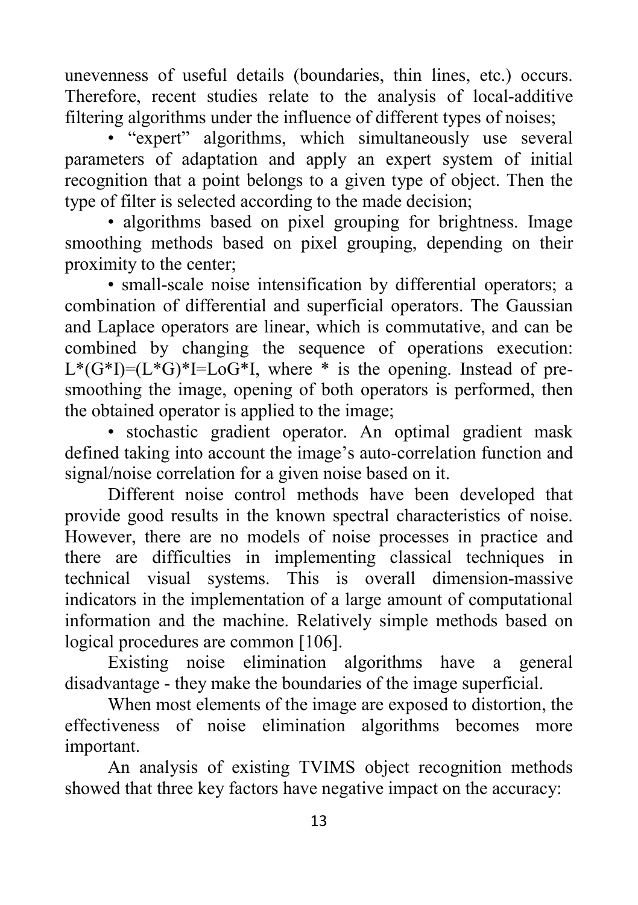unevenness of useful details (boundaries, thin lines, etc.) occurs. Therefore, recent studies relate to the analysis of local-additive filtering algorithms under the influence of different types of noises;

- “expert” algorithms, which simultaneously use several parameters of adaptation and apply an expert system of initial recognition that a point belongs to a given type of object. Then the type of filter is selected according to the made decision;
- algorithms based on pixel grouping for brightness. Image smoothing methods based on pixel grouping, depending on their proximity to the center;
- small-scale noise intensification by differential operators; a combination of differential and superficial operators. The Gaussian and Laplace operators are linear, which is commutative, and can be combined by changing the sequence of operations execution: $L*(G*I)=(L*G)*I=LoG*I$, where * is the opening. Instead of pre-smoothing the image, opening of both operators is performed, then the obtained operator is applied to the image;
- stochastic gradient operator. An optimal gradient mask defined taking into account the image’s auto-correlation function and signal/noise correlation for a given noise based on it.

Different noise control methods have been developed that provide good results in the known spectral characteristics of noise. However, there are no models of noise processes in practice and there are difficulties in implementing classical techniques in technical visual systems. This is overall dimension-massive indicators in the implementation of a large amount of computational information and the machine. Relatively simple methods based on logical procedures are common [106].

Existing noise elimination algorithms have a general disadvantage - they make the boundaries of the image superficial.

When most elements of the image are exposed to distortion, the effectiveness of noise elimination algorithms becomes more important.

An analysis of existing TVIMS object recognition methods showed that three key factors have negative impact on the accuracy: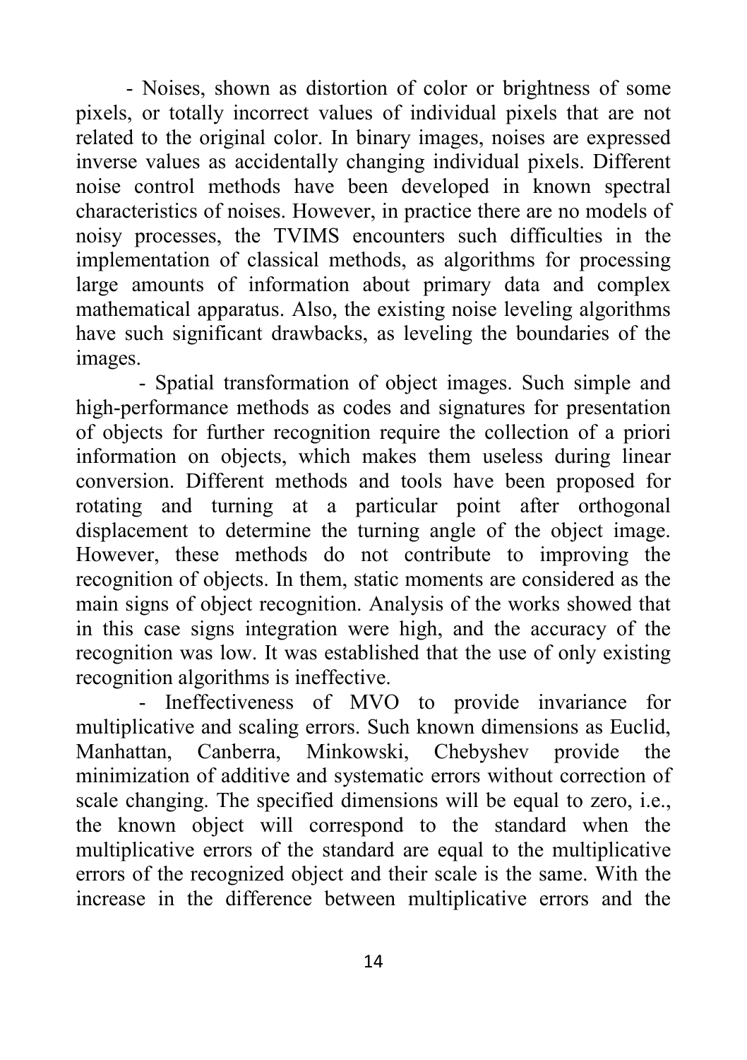- Noises, shown as distortion of color or brightness of some pixels, or totally incorrect values of individual pixels that are not related to the original color. In binary images, noises are expressed inverse values as accidentally changing individual pixels. Different noise control methods have been developed in known spectral characteristics of noises. However, in practice there are no models of noisy processes, the TVIMS encounters such difficulties in the implementation of classical methods, as algorithms for processing large amounts of information about primary data and complex mathematical apparatus. Also, the existing noise leveling algorithms have such significant drawbacks, as leveling the boundaries of the images.

- Spatial transformation of object images. Such simple and high-performance methods as codes and signatures for presentation of objects for further recognition require the collection of a priori information on objects, which makes them useless during linear conversion. Different methods and tools have been proposed for rotating and turning at a particular point after orthogonal displacement to determine the turning angle of the object image. However, these methods do not contribute to improving the recognition of objects. In them, static moments are considered as the main signs of object recognition. Analysis of the works showed that in this case signs integration were high, and the accuracy of the recognition was low. It was established that the use of only existing recognition algorithms is ineffective.

- Ineffectiveness of MVO to provide invariance for multiplicative and scaling errors. Such known dimensions as Euclid, Manhattan, Canberra, Minkowski, Chebyshev provide the minimization of additive and systematic errors without correction of scale changing. The specified dimensions will be equal to zero, i.e., the known object will correspond to the standard when the multiplicative errors of the standard are equal to the multiplicative errors of the recognized object and their scale is the same. With the increase in the difference between multiplicative errors and the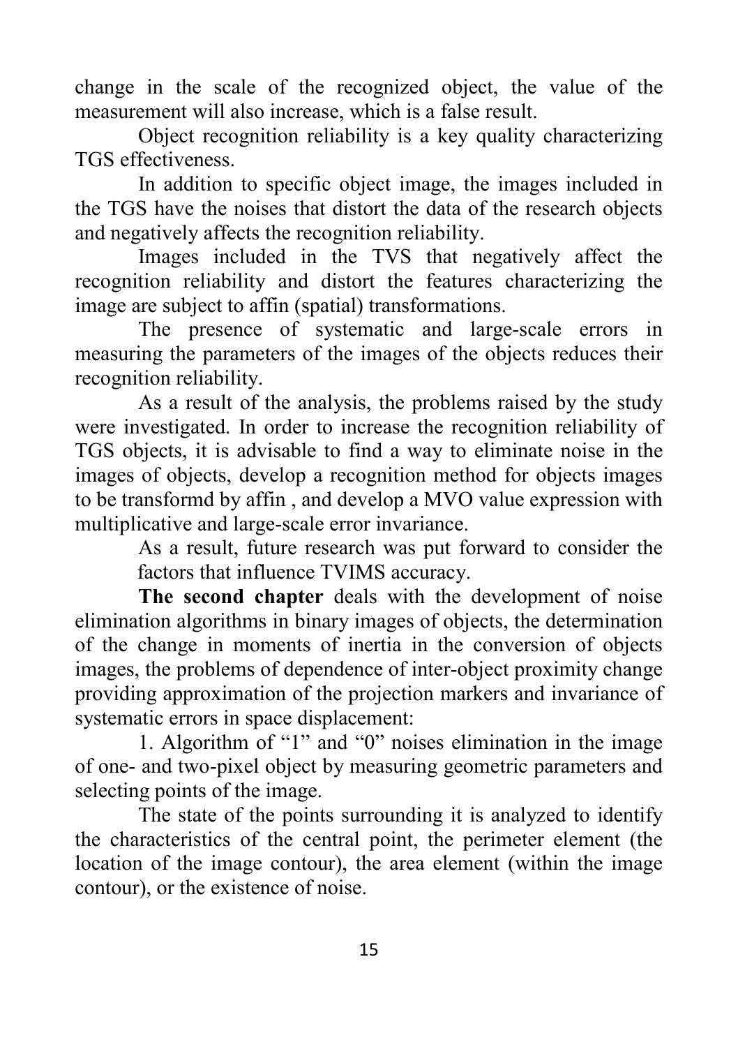change in the scale of the recognized object, the value of the measurement will also increase, which is a false result.

Object recognition reliability is a key quality characterizing TGS effectiveness.

In addition to specific object image, the images included in the TGS have the noises that distort the data of the research objects and negatively affects the recognition reliability.

Images included in the TVS that negatively affect the recognition reliability and distort the features characterizing the image are subject to affin (spatial) transformations.

The presence of systematic and large-scale errors in measuring the parameters of the images of the objects reduces their recognition reliability.

As a result of the analysis, the problems raised by the study were investigated. In order to increase the recognition reliability of TGS objects, it is advisable to find a way to eliminate noise in the images of objects, develop a recognition method for objects images to be transformd by affin , and develop a MVO value expression with multiplicative and large-scale error invariance.

As a result, future research was put forward to consider the factors that influence TVIMS accuracy.

**The second chapter** deals with the development of noise elimination algorithms in binary images of objects, the determination of the change in moments of inertia in the conversion of objects images, the problems of dependence of inter-object proximity change providing approximation of the projection markers and invariance of systematic errors in space displacement:

1. Algorithm of “1” and “0” noises elimination in the image of one- and two-pixel object by measuring geometric parameters and selecting points of the image.

The state of the points surrounding it is analyzed to identify the characteristics of the central point, the perimeter element (the location of the image contour), the area element (within the image contour), or the existence of noise.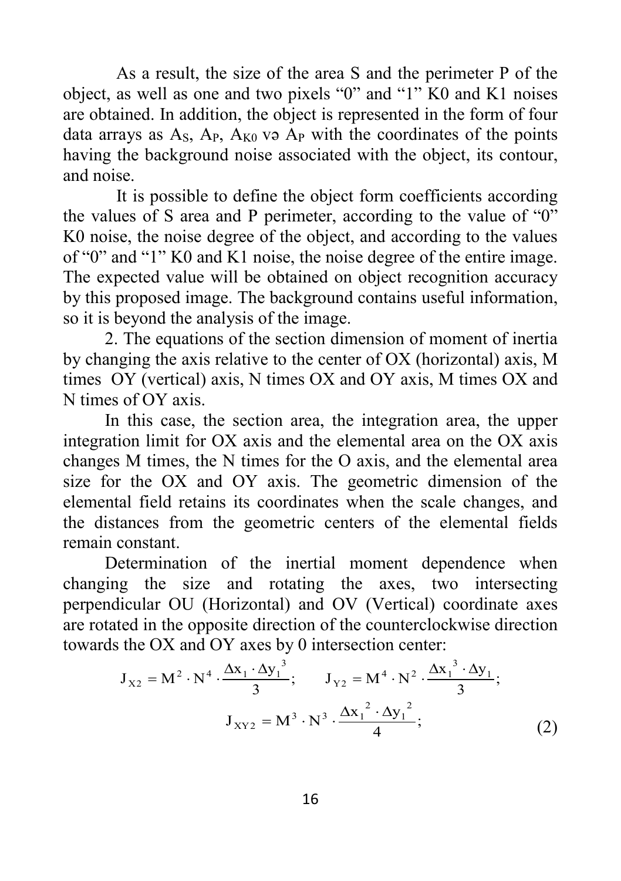As a result, the size of the area S and the perimeter P of the object, as well as one and two pixels "0" and "1" K0 and K1 noises are obtained. In addition, the object is represented in the form of four data arrays as $A_S$, $A_P$, $A_{K0}$ və $A_P$ with the coordinates of the points having the background noise associated with the object, its contour, and noise.

It is possible to define the object form coefficients according the values of S area and P perimeter, according to the value of "0" K0 noise, the noise degree of the object, and according to the values of "0" and "1" K0 and K1 noise, the noise degree of the entire image. The expected value will be obtained on object recognition accuracy by this proposed image. The background contains useful information, so it is beyond the analysis of the image.

2. The equations of the section dimension of moment of inertia by changing the axis relative to the center of OX (horizontal) axis, M times OY (vertical) axis, N times OX and OY axis, M times OX and N times of OY axis.

In this case, the section area, the integration area, the upper integration limit for OX axis and the elemental area on the OX axis changes M times, the N times for the O axis, and the elemental area size for the OX and OY axis. The geometric dimension of the elemental field retains its coordinates when the scale changes, and the distances from the geometric centers of the elemental fields remain constant.

Determination of the inertial moment dependence when changing the size and rotating the axes, two intersecting perpendicular OU (Horizontal) and OV (Vertical) coordinate axes are rotated in the opposite direction of the counterclockwise direction towards the OX and OY axes by 0 intersection center:

$$J_{X2} = M^2 \cdot N^4 \cdot \frac{\Delta x_1 \cdot \Delta y_1^{\,3}}{3}; \qquad J_{Y2} = M^4 \cdot N^2 \cdot \frac{\Delta x_1^{\,3} \cdot \Delta y_1}{3};$$

$$J_{XY2} = M^3 \cdot N^3 \cdot \frac{\Delta x_1^{\,2} \cdot \Delta y_1^{\,2}}{4}; \qquad (2)$$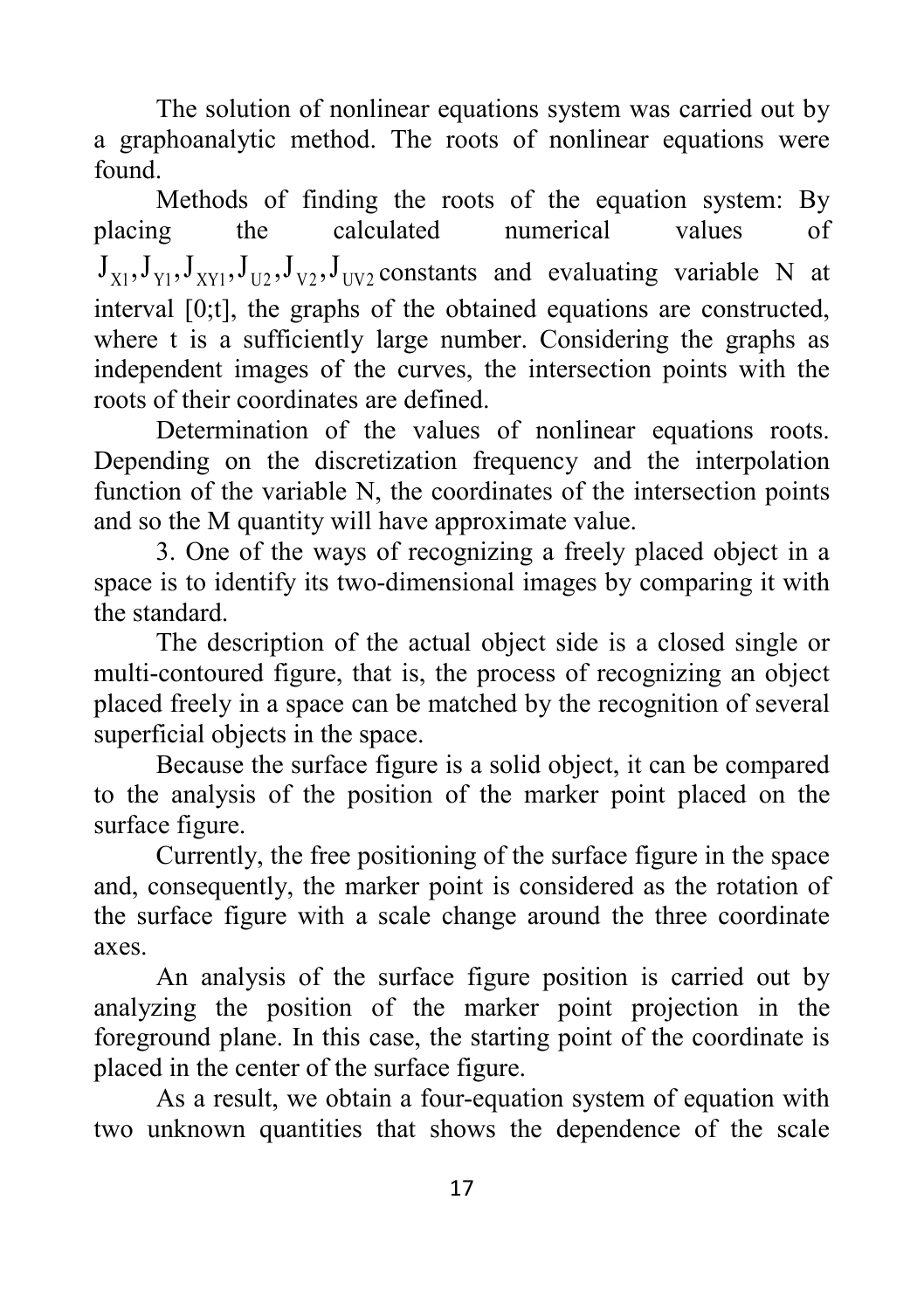The solution of nonlinear equations system was carried out by a graphoanalytic method. The roots of nonlinear equations were found.

Methods of finding the roots of the equation system: By placing the calculated numerical values of $J_{X1}, J_{Y1}, J_{XY1}, J_{U2}, J_{V2}, J_{UV2}$ constants and evaluating variable N at interval [0;t], the graphs of the obtained equations are constructed, where t is a sufficiently large number. Considering the graphs as independent images of the curves, the intersection points with the roots of their coordinates are defined.

Determination of the values of nonlinear equations roots. Depending on the discretization frequency and the interpolation function of the variable N, the coordinates of the intersection points and so the M quantity will have approximate value.

3. One of the ways of recognizing a freely placed object in a space is to identify its two-dimensional images by comparing it with the standard.

The description of the actual object side is a closed single or multi-contoured figure, that is, the process of recognizing an object placed freely in a space can be matched by the recognition of several superficial objects in the space.

Because the surface figure is a solid object, it can be compared to the analysis of the position of the marker point placed on the surface figure.

Currently, the free positioning of the surface figure in the space and, consequently, the marker point is considered as the rotation of the surface figure with a scale change around the three coordinate axes.

An analysis of the surface figure position is carried out by analyzing the position of the marker point projection in the foreground plane. In this case, the starting point of the coordinate is placed in the center of the surface figure.

As a result, we obtain a four-equation system of equation with two unknown quantities that shows the dependence of the scale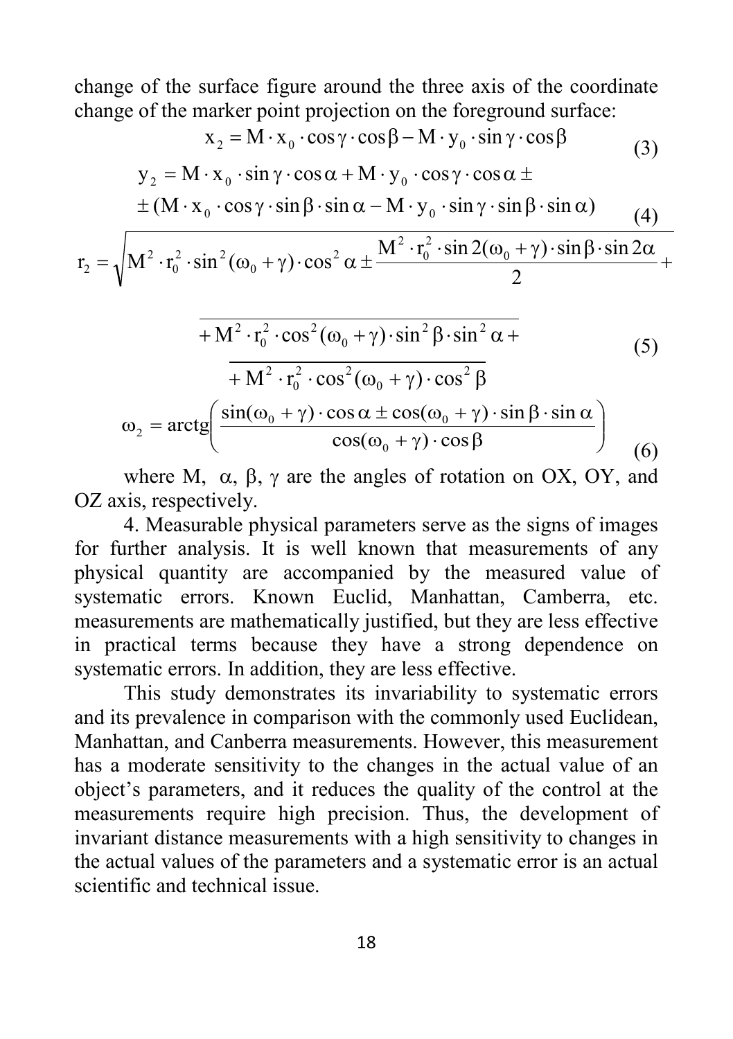change of the surface figure around the three axis of the coordinate change of the marker point projection on the foreground surface:

$$x_2 = M \cdot x_0 \cdot \cos\gamma \cdot \cos\beta - M \cdot y_0 \cdot \sin\gamma \cdot \cos\beta \tag{3}$$

$$y_2 = M \cdot x_0 \cdot \sin\gamma \cdot \cos\alpha + M \cdot y_0 \cdot \cos\gamma \cdot \cos\alpha \pm$$
$$\pm (M \cdot x_0 \cdot \cos\gamma \cdot \sin\beta \cdot \sin\alpha - M \cdot y_0 \cdot \sin\gamma \cdot \sin\beta \cdot \sin\alpha) \tag{4}$$

$$r_2 = \sqrt{\begin{aligned} & M^2 \cdot r_0^2 \cdot \sin^2(\omega_0 + \gamma) \cdot \cos^2\alpha \pm \frac{M^2 \cdot r_0^2 \cdot \sin 2(\omega_0 + \gamma) \cdot \sin\beta \cdot \sin 2\alpha}{2} + \\ & + M^2 \cdot r_0^2 \cdot \cos^2(\omega_0 + \gamma) \cdot \sin^2\beta \cdot \sin^2\alpha + \\ & + M^2 \cdot r_0^2 \cdot \cos^2(\omega_0 + \gamma) \cdot \cos^2\beta \end{aligned}} \tag{5}$$

$$\omega_2 = \operatorname{arctg}\left( \frac{\sin(\omega_0 + \gamma) \cdot \cos\alpha \pm \cos(\omega_0 + \gamma) \cdot \sin\beta \cdot \sin\alpha}{\cos(\omega_0 + \gamma) \cdot \cos\beta} \right) \tag{6}$$

where M, $\alpha$, $\beta$, $\gamma$ are the angles of rotation on OX, OY, and OZ axis, respectively.

4. Measurable physical parameters serve as the signs of images for further analysis. It is well known that measurements of any physical quantity are accompanied by the measured value of systematic errors. Known Euclid, Manhattan, Camberra, etc. measurements are mathematically justified, but they are less effective in practical terms because they have a strong dependence on systematic errors. In addition, they are less effective.

This study demonstrates its invariability to systematic errors and its prevalence in comparison with the commonly used Euclidean, Manhattan, and Canberra measurements. However, this measurement has a moderate sensitivity to the changes in the actual value of an object's parameters, and it reduces the quality of the control at the measurements require high precision. Thus, the development of invariant distance measurements with a high sensitivity to changes in the actual values of the parameters and a systematic error is an actual scientific and technical issue.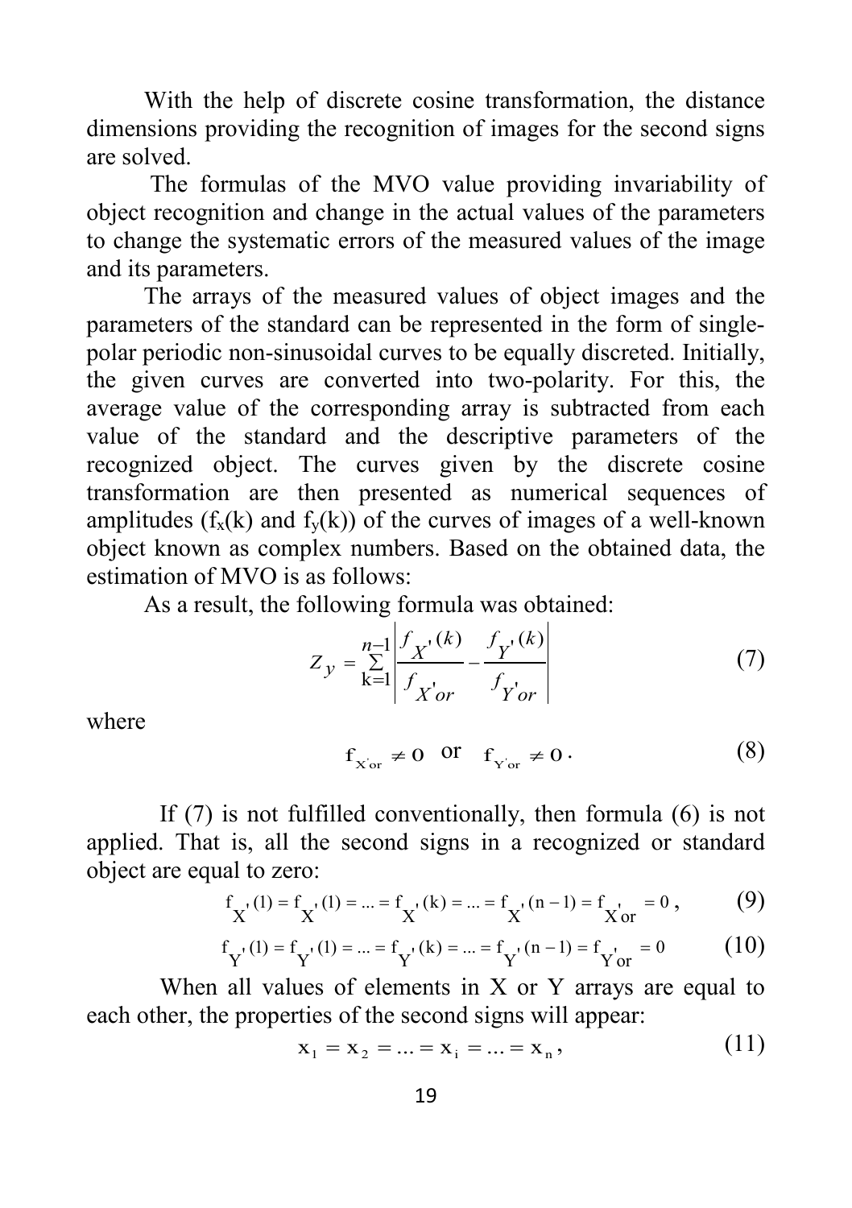With the help of discrete cosine transformation, the distance dimensions providing the recognition of images for the second signs are solved.

The formulas of the MVO value providing invariability of object recognition and change in the actual values of the parameters to change the systematic errors of the measured values of the image and its parameters.

The arrays of the measured values of object images and the parameters of the standard can be represented in the form of single-polar periodic non-sinusoidal curves to be equally discreted. Initially, the given curves are converted into two-polarity. For this, the average value of the corresponding array is subtracted from each value of the standard and the descriptive parameters of the recognized object. The curves given by the discrete cosine transformation are then presented as numerical sequences of amplitudes ($f_x(k)$ and $f_y(k)$) of the curves of images of a well-known object known as complex numbers. Based on the obtained data, the estimation of MVO is as follows:

As a result, the following formula was obtained:

$$Z_y = \sum_{k=1}^{n-1} \left| \frac{f_{X'}(k)}{f_{X'or}} - \frac{f_{Y'}(k)}{f_{Y'or}} \right| \tag{7}$$

where

$$f_{X'or} \neq 0 \quad \text{or} \quad f_{Y'or} \neq 0 \,. \tag{8}$$

If (7) is not fulfilled conventionally, then formula (6) is not applied. That is, all the second signs in a recognized or standard object are equal to zero:

$$f_{X'}(1) = f_{X'}(1) = ... = f_{X'}(k) = ... = f_{X'}(n-1) = f_{X'or} = 0 \,, \tag{9}$$

$$f_{Y'}(1) = f_{Y'}(1) = ... = f_{Y'}(k) = ... = f_{Y'}(n-1) = f_{Y'or} = 0 \tag{10}$$

When all values of elements in X or Y arrays are equal to each other, the properties of the second signs will appear:

$$x_1 = x_2 = ... = x_i = ... = x_n \,, \tag{11}$$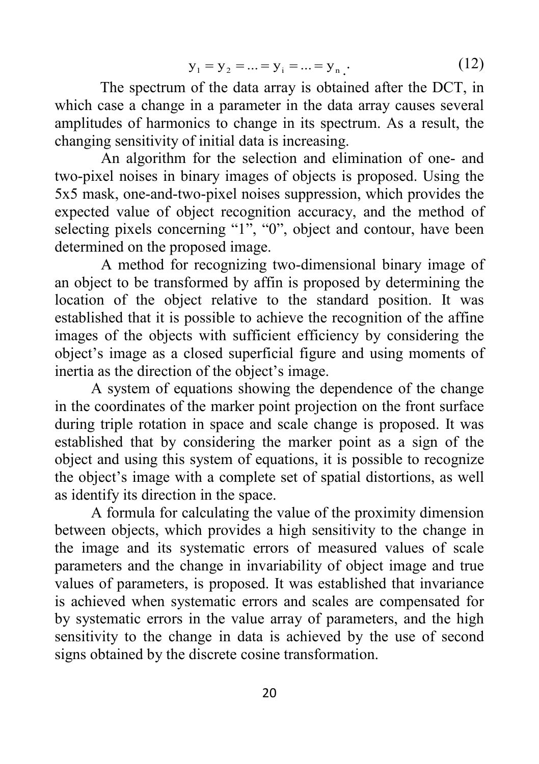$$y_1 = y_2 = ... = y_i = ... = y_n. \qquad (12)$$

The spectrum of the data array is obtained after the DCT, in which case a change in a parameter in the data array causes several amplitudes of harmonics to change in its spectrum. As a result, the changing sensitivity of initial data is increasing.

An algorithm for the selection and elimination of one- and two-pixel noises in binary images of objects is proposed. Using the 5x5 mask, one-and-two-pixel noises suppression, which provides the expected value of object recognition accuracy, and the method of selecting pixels concerning "1", "0", object and contour, have been determined on the proposed image.

A method for recognizing two-dimensional binary image of an object to be transformed by affin is proposed by determining the location of the object relative to the standard position. It was established that it is possible to achieve the recognition of the affine images of the objects with sufficient efficiency by considering the object's image as a closed superficial figure and using moments of inertia as the direction of the object's image.

A system of equations showing the dependence of the change in the coordinates of the marker point projection on the front surface during triple rotation in space and scale change is proposed. It was established that by considering the marker point as a sign of the object and using this system of equations, it is possible to recognize the object's image with a complete set of spatial distortions, as well as identify its direction in the space.

A formula for calculating the value of the proximity dimension between objects, which provides a high sensitivity to the change in the image and its systematic errors of measured values of scale parameters and the change in invariability of object image and true values of parameters, is proposed. It was established that invariance is achieved when systematic errors and scales are compensated for by systematic errors in the value array of parameters, and the high sensitivity to the change in data is achieved by the use of second signs obtained by the discrete cosine transformation.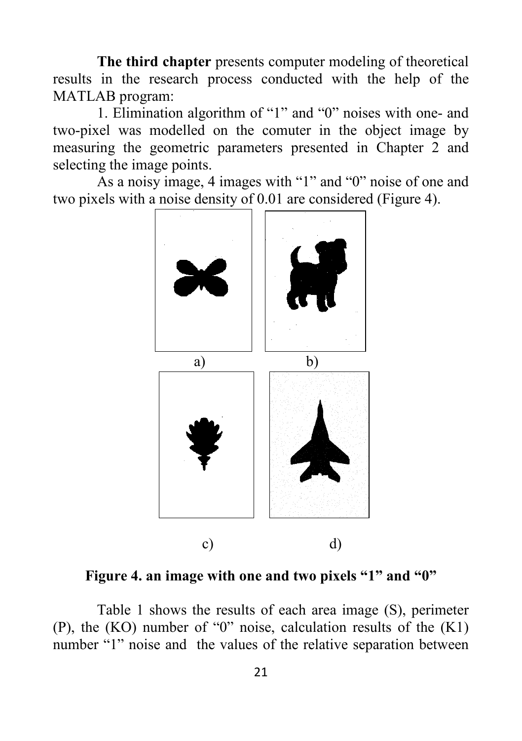**The third chapter** presents computer modeling of theoretical results in the research process conducted with the help of the MATLAB program:

1. Elimination algorithm of "1" and "0" noises with one- and two-pixel was modelled on the comuter in the object image by measuring the geometric parameters presented in Chapter 2 and selecting the image points.

As a noisy image, 4 images with "1" and "0" noise of one and two pixels with a noise density of 0.01 are considered (Figure 4).

a) b)

c) d)

**Figure 4. an image with one and two pixels "1" and "0"**

Table 1 shows the results of each area image (S), perimeter (P), the (KO) number of "0" noise, calculation results of the (K1) number "1" noise and the values of the relative separation between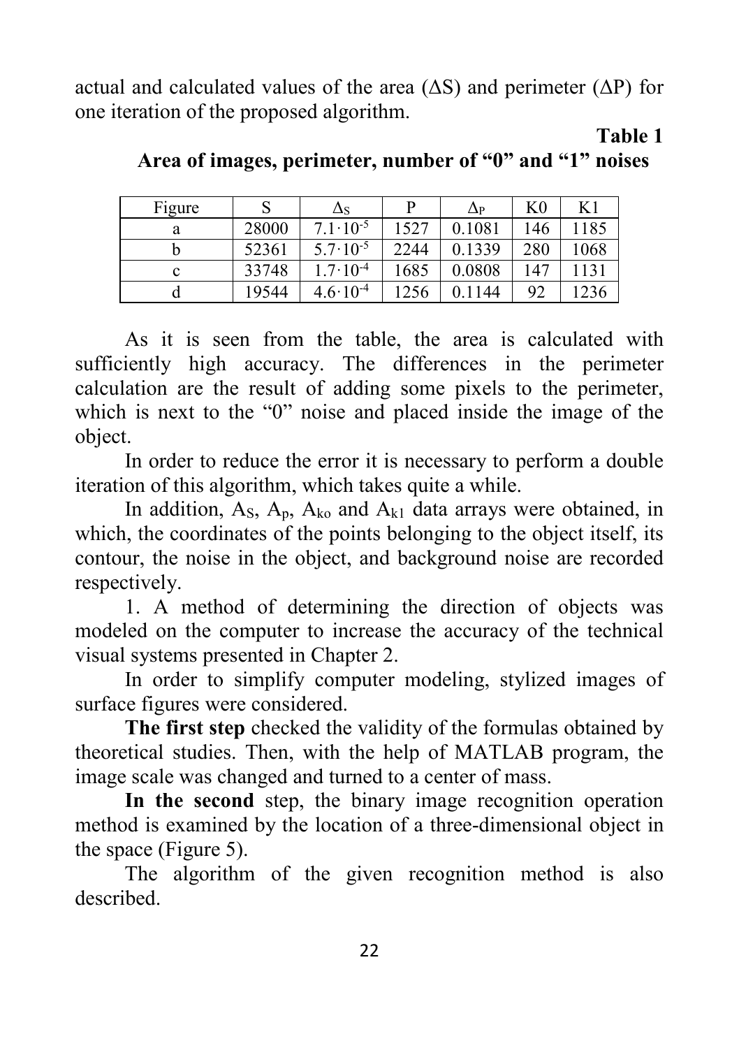actual and calculated values of the area (ΔS) and perimeter (ΔP) for one iteration of the proposed algorithm.

**Table 1**

**Area of images, perimeter, number of "0" and "1" noises**

| Figure | S | $\Delta_S$ | P | $\Delta_P$ | K0 | K1 |
|---|---|---|---|---|---|---|
| a | 28000 | $7.1\cdot10^{-5}$ | 1527 | 0.1081 | 146 | 1185 |
| b | 52361 | $5.7\cdot10^{-5}$ | 2244 | 0.1339 | 280 | 1068 |
| c | 33748 | $1.7\cdot10^{-4}$ | 1685 | 0.0808 | 147 | 1131 |
| d | 19544 | $4.6\cdot10^{-4}$ | 1256 | 0.1144 | 92 | 1236 |

As it is seen from the table, the area is calculated with sufficiently high accuracy. The differences in the perimeter calculation are the result of adding some pixels to the perimeter, which is next to the "0" noise and placed inside the image of the object.

In order to reduce the error it is necessary to perform a double iteration of this algorithm, which takes quite a while.

In addition, $A_S$, $A_p$, $A_{ko}$ and $A_{k1}$ data arrays were obtained, in which, the coordinates of the points belonging to the object itself, its contour, the noise in the object, and background noise are recorded respectively.

1. A method of determining the direction of objects was modeled on the computer to increase the accuracy of the technical visual systems presented in Chapter 2.

In order to simplify computer modeling, stylized images of surface figures were considered.

**The first step** checked the validity of the formulas obtained by theoretical studies. Then, with the help of MATLAB program, the image scale was changed and turned to a center of mass.

**In the second** step, the binary image recognition operation method is examined by the location of a three-dimensional object in the space (Figure 5).

The algorithm of the given recognition method is also described.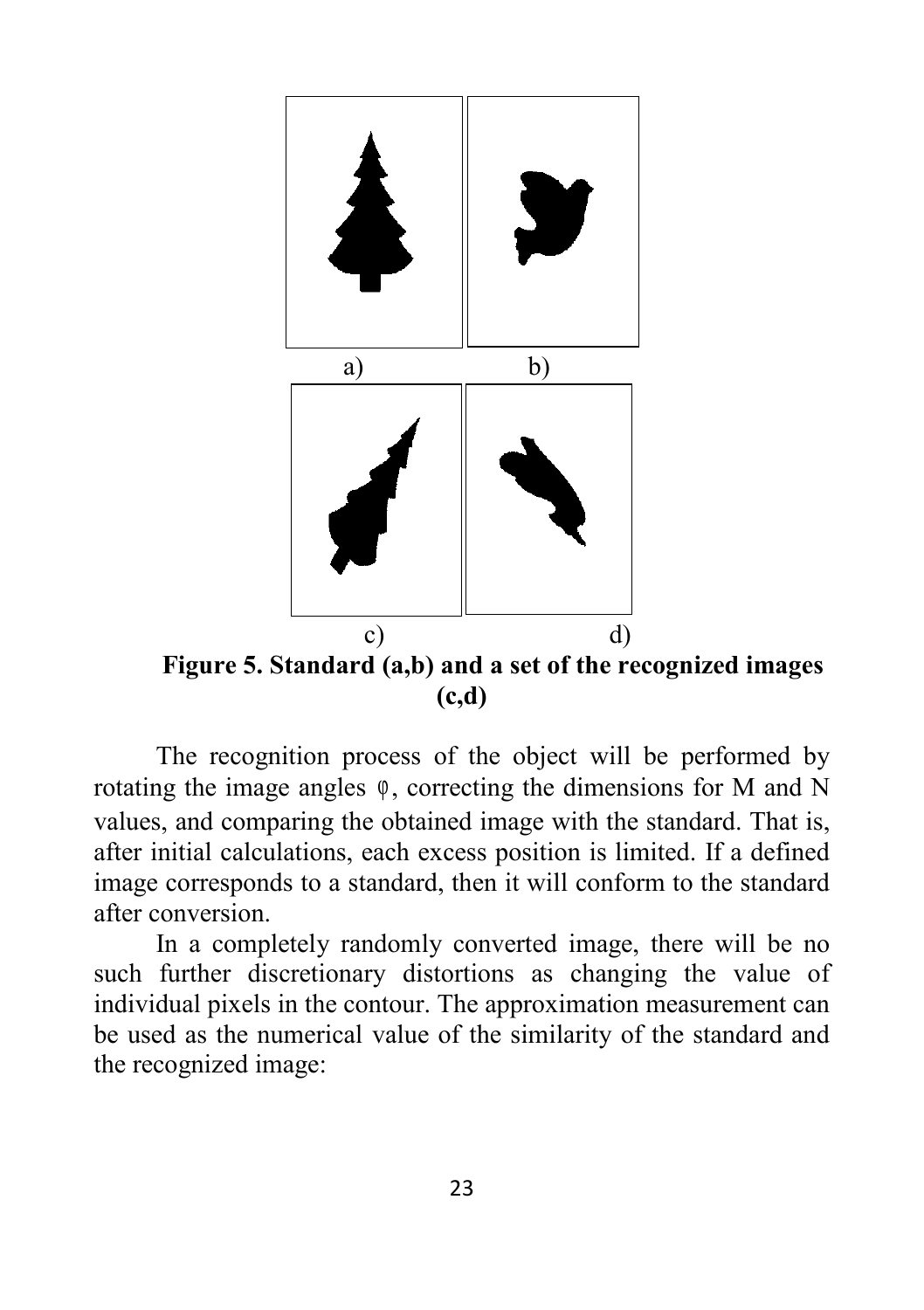a) b)

c) d)

**Figure 5. Standard (a,b) and a set of the recognized images (c,d)**

The recognition process of the object will be performed by rotating the image angles $\varphi$, correcting the dimensions for M and N values, and comparing the obtained image with the standard. That is, after initial calculations, each excess position is limited. If a defined image corresponds to a standard, then it will conform to the standard after conversion.

In a completely randomly converted image, there will be no such further discretionary distortions as changing the value of individual pixels in the contour. The approximation measurement can be used as the numerical value of the similarity of the standard and the recognized image: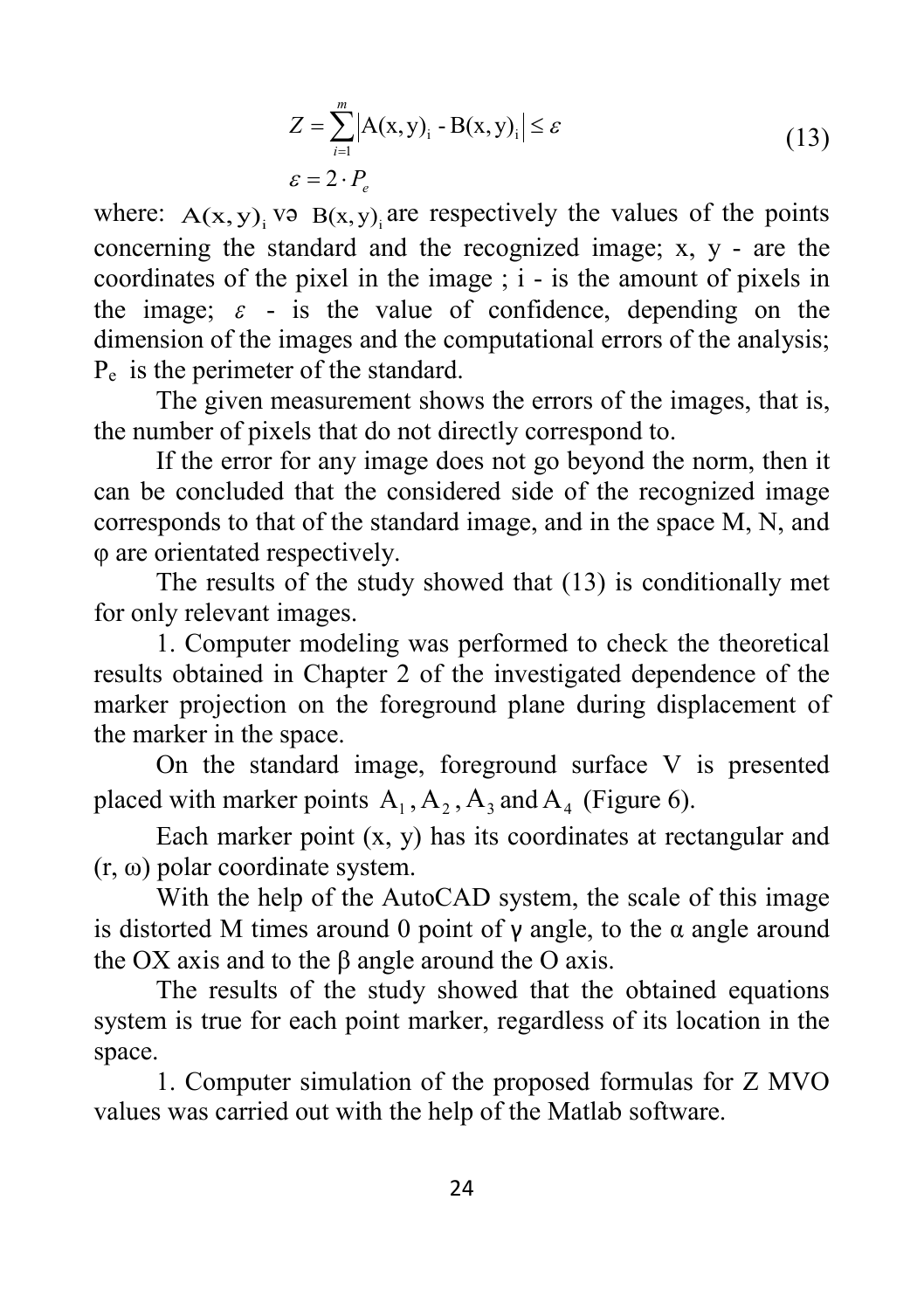$$Z = \sum_{i=1}^{m} \left| \mathrm{A(x,y)_i} - \mathrm{B(x,y)_i} \right| \leq \varepsilon \tag{13}$$

$$\varepsilon = 2 \cdot P_e$$

where: $\mathrm{A(x,y)_i}$ və $\mathrm{B(x,y)_i}$ are respectively the values of the points concerning the standard and the recognized image; x, y - are the coordinates of the pixel in the image ; i - is the amount of pixels in the image; $\varepsilon$ - is the value of confidence, depending on the dimension of the images and the computational errors of the analysis; $P_e$ is the perimeter of the standard.

The given measurement shows the errors of the images, that is, the number of pixels that do not directly correspond to.

If the error for any image does not go beyond the norm, then it can be concluded that the considered side of the recognized image corresponds to that of the standard image, and in the space M, N, and φ are orientated respectively.

The results of the study showed that (13) is conditionally met for only relevant images.

1. Computer modeling was performed to check the theoretical results obtained in Chapter 2 of the investigated dependence of the marker projection on the foreground plane during displacement of the marker in the space.

On the standard image, foreground surface V is presented placed with marker points $\mathrm{A_1, A_2, A_3}$ and $\mathrm{A_4}$ (Figure 6).

Each marker point (x, y) has its coordinates at rectangular and (r, ω) polar coordinate system.

With the help of the AutoCAD system, the scale of this image is distorted M times around 0 point of γ angle, to the α angle around the OX axis and to the β angle around the O axis.

The results of the study showed that the obtained equations system is true for each point marker, regardless of its location in the space.

1. Computer simulation of the proposed formulas for Z MVO values was carried out with the help of the Matlab software.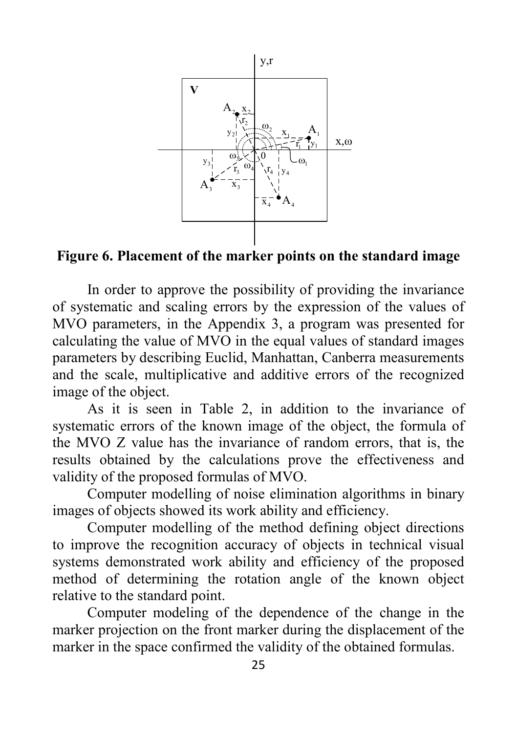**Figure 6. Placement of the marker points on the standard image**

In order to approve the possibility of providing the invariance of systematic and scaling errors by the expression of the values of MVO parameters, in the Appendix 3, a program was presented for calculating the value of MVO in the equal values of standard images parameters by describing Euclid, Manhattan, Canberra measurements and the scale, multiplicative and additive errors of the recognized image of the object.

As it is seen in Table 2, in addition to the invariance of systematic errors of the known image of the object, the formula of the MVO Z value has the invariance of random errors, that is, the results obtained by the calculations prove the effectiveness and validity of the proposed formulas of MVO.

Computer modelling of noise elimination algorithms in binary images of objects showed its work ability and efficiency.

Computer modelling of the method defining object directions to improve the recognition accuracy of objects in technical visual systems demonstrated work ability and efficiency of the proposed method of determining the rotation angle of the known object relative to the standard point.

Computer modeling of the dependence of the change in the marker projection on the front marker during the displacement of the marker in the space confirmed the validity of the obtained formulas.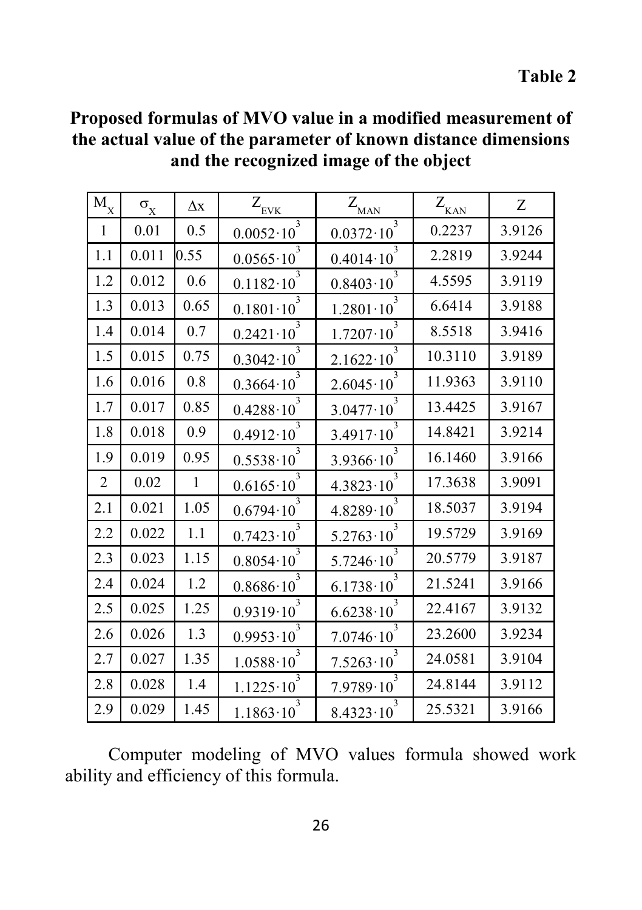**Table 2**

**Proposed formulas of MVO value in a modified measurement of the actual value of the parameter of known distance dimensions and the recognized image of the object**

| $M_X$ | $\sigma_X$ | $\Delta x$ | $Z_{EVK}$ | $Z_{MAN}$ | $Z_{KAN}$ | $Z$ |
|---|---|---|---|---|---|---|
| 1 | 0.01 | 0.5 | $0.0052\cdot10^3$ | $0.0372\cdot10^3$ | 0.2237 | 3.9126 |
| 1.1 | 0.011 | 0.55 | $0.0565\cdot10^3$ | $0.4014\cdot10^3$ | 2.2819 | 3.9244 |
| 1.2 | 0.012 | 0.6 | $0.1182\cdot10^3$ | $0.8403\cdot10^3$ | 4.5595 | 3.9119 |
| 1.3 | 0.013 | 0.65 | $0.1801\cdot10^3$ | $1.2801\cdot10^3$ | 6.6414 | 3.9188 |
| 1.4 | 0.014 | 0.7 | $0.2421\cdot10^3$ | $1.7207\cdot10^3$ | 8.5518 | 3.9416 |
| 1.5 | 0.015 | 0.75 | $0.3042\cdot10^3$ | $2.1622\cdot10^3$ | 10.3110 | 3.9189 |
| 1.6 | 0.016 | 0.8 | $0.3664\cdot10^3$ | $2.6045\cdot10^3$ | 11.9363 | 3.9110 |
| 1.7 | 0.017 | 0.85 | $0.4288\cdot10^3$ | $3.0477\cdot10^3$ | 13.4425 | 3.9167 |
| 1.8 | 0.018 | 0.9 | $0.4912\cdot10^3$ | $3.4917\cdot10^3$ | 14.8421 | 3.9214 |
| 1.9 | 0.019 | 0.95 | $0.5538\cdot10^3$ | $3.9366\cdot10^3$ | 16.1460 | 3.9166 |
| 2 | 0.02 | 1 | $0.6165\cdot10^3$ | $4.3823\cdot10^3$ | 17.3638 | 3.9091 |
| 2.1 | 0.021 | 1.05 | $0.6794\cdot10^3$ | $4.8289\cdot10^3$ | 18.5037 | 3.9194 |
| 2.2 | 0.022 | 1.1 | $0.7423\cdot10^3$ | $5.2763\cdot10^3$ | 19.5729 | 3.9169 |
| 2.3 | 0.023 | 1.15 | $0.8054\cdot10^3$ | $5.7246\cdot10^3$ | 20.5779 | 3.9187 |
| 2.4 | 0.024 | 1.2 | $0.8686\cdot10^3$ | $6.1738\cdot10^3$ | 21.5241 | 3.9166 |
| 2.5 | 0.025 | 1.25 | $0.9319\cdot10^3$ | $6.6238\cdot10^3$ | 22.4167 | 3.9132 |
| 2.6 | 0.026 | 1.3 | $0.9953\cdot10^3$ | $7.0746\cdot10^3$ | 23.2600 | 3.9234 |
| 2.7 | 0.027 | 1.35 | $1.0588\cdot10^3$ | $7.5263\cdot10^3$ | 24.0581 | 3.9104 |
| 2.8 | 0.028 | 1.4 | $1.1225\cdot10^3$ | $7.9789\cdot10^3$ | 24.8144 | 3.9112 |
| 2.9 | 0.029 | 1.45 | $1.1863\cdot10^3$ | $8.4323\cdot10^3$ | 25.5321 | 3.9166 |

Computer modeling of MVO values formula showed work ability and efficiency of this formula.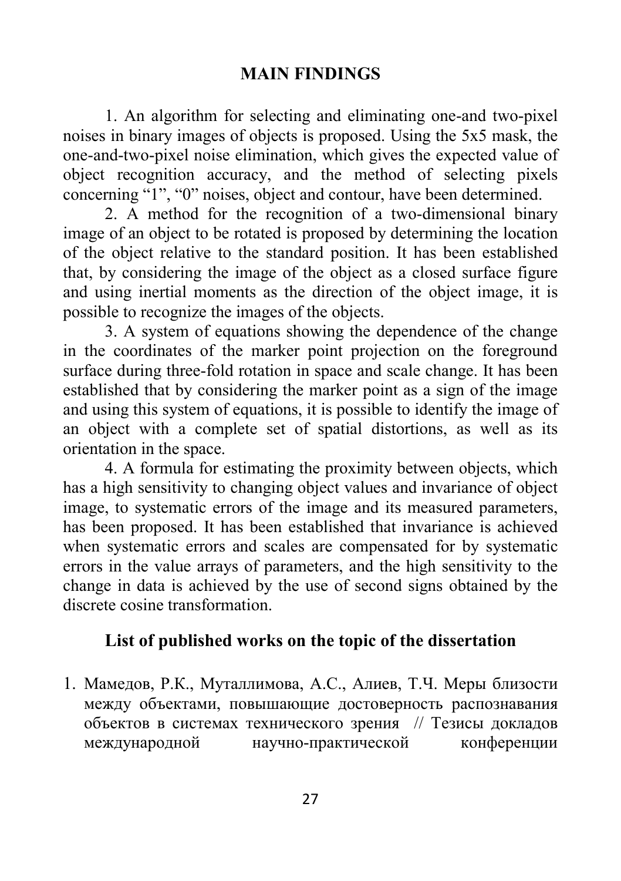## MAIN FINDINGS

1. An algorithm for selecting and eliminating one-and two-pixel noises in binary images of objects is proposed. Using the 5x5 mask, the one-and-two-pixel noise elimination, which gives the expected value of object recognition accuracy, and the method of selecting pixels concerning “1”, “0” noises, object and contour, have been determined.

2. A method for the recognition of a two-dimensional binary image of an object to be rotated is proposed by determining the location of the object relative to the standard position. It has been established that, by considering the image of the object as a closed surface figure and using inertial moments as the direction of the object image, it is possible to recognize the images of the objects.

3. A system of equations showing the dependence of the change in the coordinates of the marker point projection on the foreground surface during three-fold rotation in space and scale change. It has been established that by considering the marker point as a sign of the image and using this system of equations, it is possible to identify the image of an object with a complete set of spatial distortions, as well as its orientation in the space.

4. A formula for estimating the proximity between objects, which has a high sensitivity to changing object values and invariance of object image, to systematic errors of the image and its measured parameters, has been proposed. It has been established that invariance is achieved when systematic errors and scales are compensated for by systematic errors in the value arrays of parameters, and the high sensitivity to the change in data is achieved by the use of second signs obtained by the discrete cosine transformation.

### List of published works on the topic of the dissertation

1. Мамедов, Р.К., Муталлимова, А.С., Алиев, Т.Ч. Меры близости между объектами, повышающие достоверность распознавания объектов в системах технического зрения // Тезисы докладов международной научно-практической конференции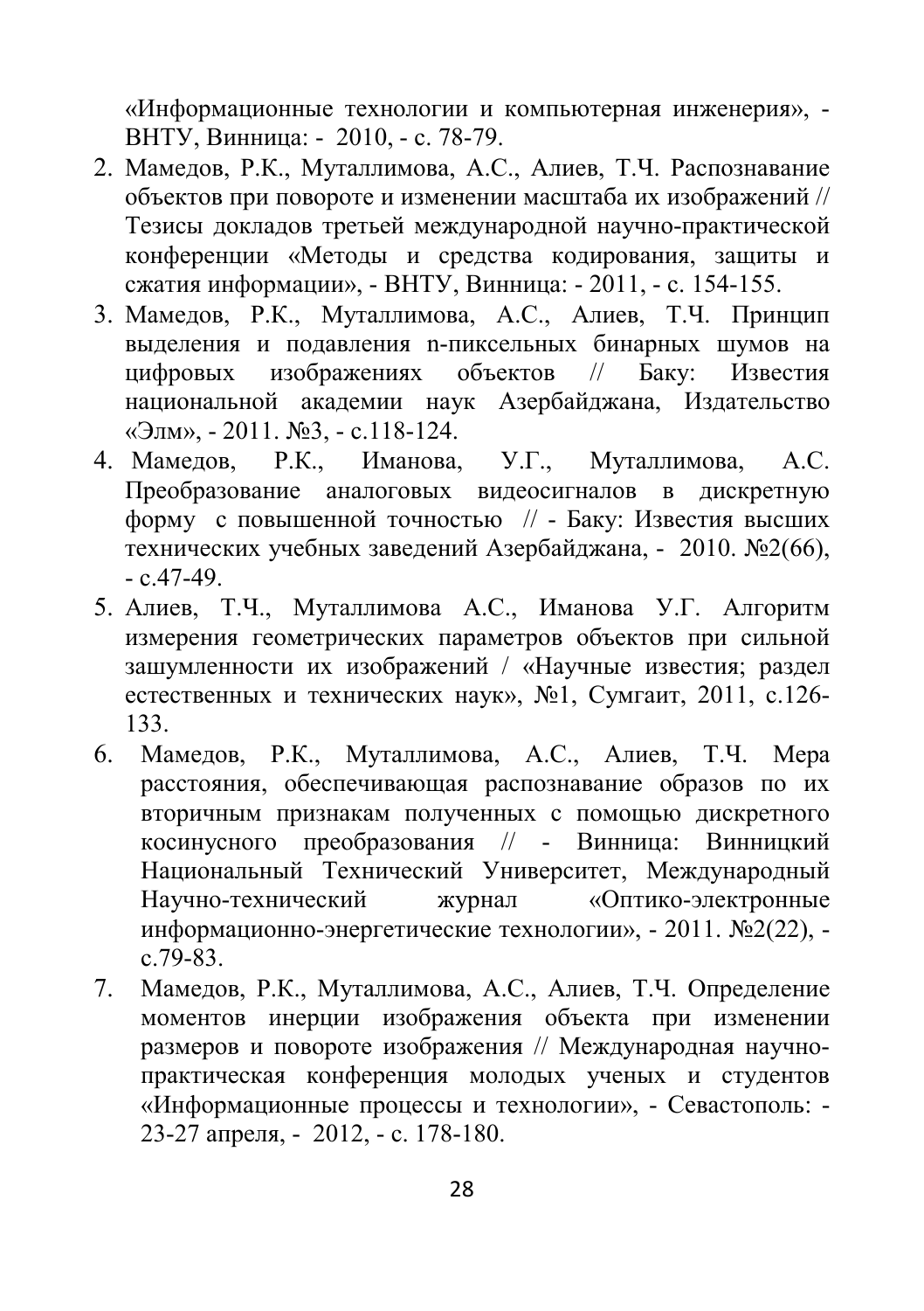«Информационные технологии и компьютерная инженерия», - ВНТУ, Винница: - 2010, - с. 78-79.

2. Мамедов, Р.К., Муталлимова, А.С., Алиев, Т.Ч. Распознавание объектов при повороте и изменении масштаба их изображений // Тезисы докладов третьей международной научно-практической конференции «Методы и средства кодирования, защиты и сжатия информации», - ВНТУ, Винница: - 2011, - с. 154-155.
3. Мамедов, Р.К., Муталлимова, А.С., Алиев, Т.Ч. Принцип выделения и подавления n-пиксельных бинарных шумов на цифровых изображениях объектов // Баку: Известия национальной академии наук Азербайджана, Издательство «Элм», - 2011. №3, - с.118-124.
4. Мамедов, Р.К., Иманова, У.Г., Муталлимова, А.С. Преобразование аналоговых видеосигналов в дискретную форму с повышенной точностью // - Баку: Известия высших технических учебных заведений Азербайджана, - 2010. №2(66), - с.47-49.
5. Алиев, Т.Ч., Муталлимова А.С., Иманова У.Г. Алгоритм измерения геометрических параметров объектов при сильной зашумленности их изображений / «Научные известия; раздел естественных и технических наук», №1, Сумгаит, 2011, с.126-133.
6. Мамедов, Р.К., Муталлимова, А.С., Алиев, Т.Ч. Мера расстояния, обеспечивающая распознавание образов по их вторичным признакам полученных с помощью дискретного косинусного преобразования // - Винница: Винницкий Национальный Технический Университет, Международный Научно-технический журнал «Оптико-электронные информационно-энергетические технологии», - 2011. №2(22), - с.79-83.
7. Мамедов, Р.К., Муталлимова, А.С., Алиев, Т.Ч. Определение моментов инерции изображения объекта при изменении размеров и повороте изображения // Международная научно-практическая конференция молодых ученых и студентов «Информационные процессы и технологии», - Севастополь: - 23-27 апреля, - 2012, - с. 178-180.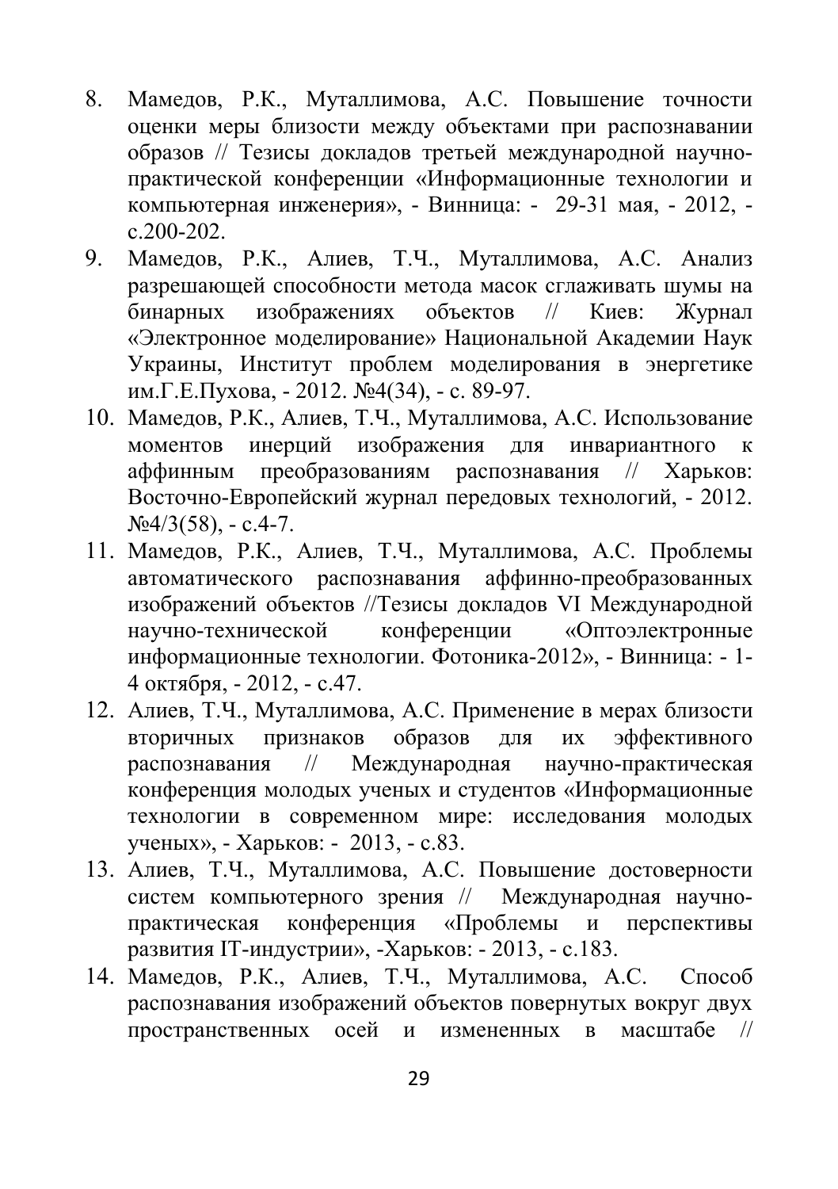8. Мамедов, Р.К., Муталлимова, А.С. Повышение точности оценки меры близости между объектами при распознавании образов // Тезисы докладов третьей международной научно-практической конференции «Информационные технологии и компьютерная инженерия», - Винница: - 29-31 мая, - 2012, - с.200-202.
9. Мамедов, Р.К., Алиев, Т.Ч., Муталлимова, А.С. Анализ разрешающей способности метода масок сглаживать шумы на бинарных изображениях объектов // Киев: Журнал «Электронное моделирование» Национальной Академии Наук Украины, Институт проблем моделирования в энергетике им.Г.Е.Пухова, - 2012. №4(34), - с. 89-97.
10. Мамедов, Р.К., Алиев, Т.Ч., Муталлимова, А.С. Использование моментов инерций изображения для инвариантного к аффинным преобразованиям распознавания // Харьков: Восточно-Европейский журнал передовых технологий, - 2012. №4/3(58), - с.4-7.
11. Мамедов, Р.К., Алиев, Т.Ч., Муталлимова, А.С. Проблемы автоматического распознавания аффинно-преобразованных изображений объектов //Тезисы докладов VI Международной научно-технической конференции «Оптоэлектронные информационные технологии. Фотоника-2012», - Винница: - 1-4 октября, - 2012, - с.47.
12. Алиев, Т.Ч., Муталлимова, А.С. Применение в мерах близости вторичных признаков образов для их эффективного распознавания // Международная научно-практическая конференция молодых ученых и студентов «Информационные технологии в современном мире: исследования молодых ученых», - Харьков: - 2013, - с.83.
13. Алиев, Т.Ч., Муталлимова, А.С. Повышение достоверности систем компьютерного зрения // Международная научно-практическая конференция «Проблемы и перспективы развития IT-индустрии», -Харьков: - 2013, - с.183.
14. Мамедов, Р.К., Алиев, Т.Ч., Муталлимова, А.С. Способ распознавания изображений объектов повернутых вокруг двух пространственных осей и измененных в масштабе //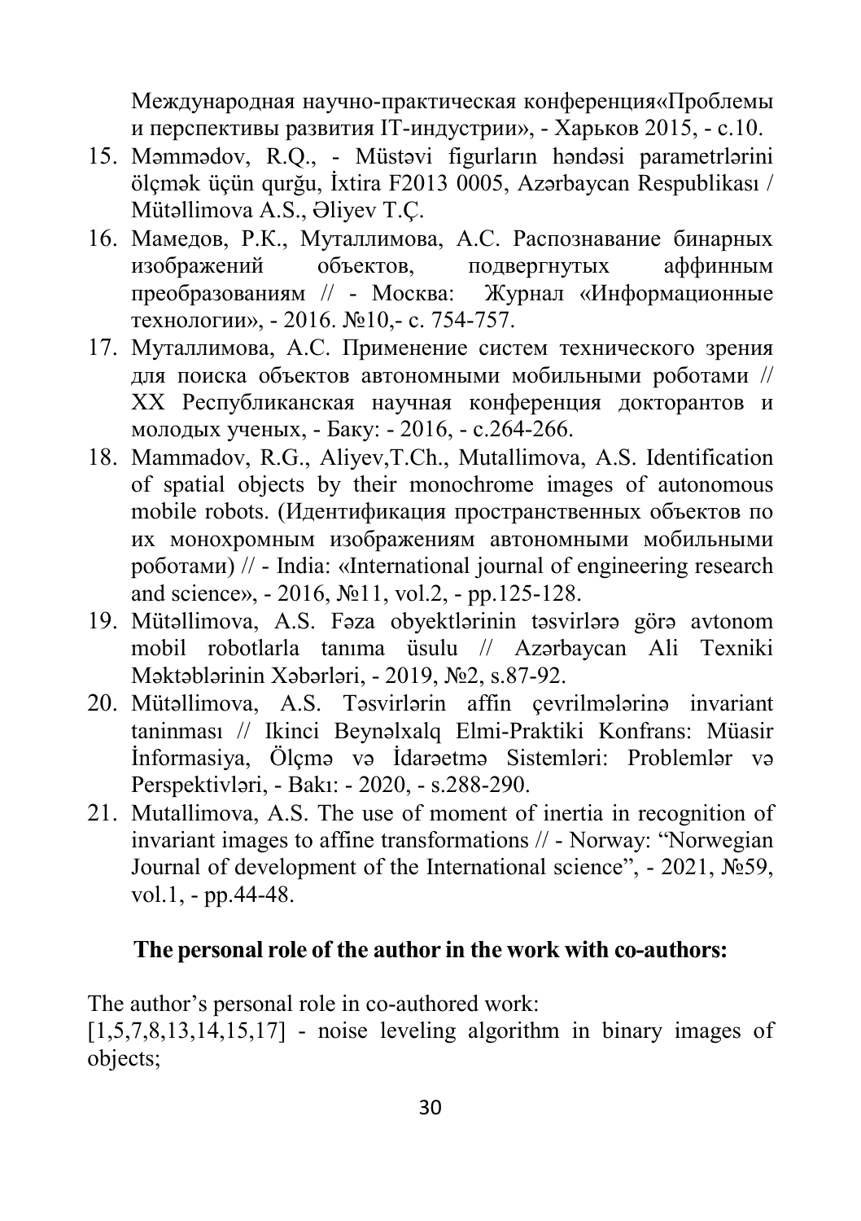Международная научно-практическая конференция«Проблемы и перспективы развития IT-индустрии», - Харьков 2015, - с.10.

15. Məmmədov, R.Q., - Müstəvi figurların həndəsi parametrlərini ölçmək üçün qurğu, İxtira F2013 0005, Azərbaycan Respublikası / Mütəllimova A.S., Əliyev T.Ç.
16. Мамедов, Р.К., Муталлимова, А.С. Распознавание бинарных изображений объектов, подвергнутых аффинным преобразованиям // - Москва: Журнал «Информационные технологии», - 2016. №10,- с. 754-757.
17. Муталлимова, А.С. Применение систем технического зрения для поиска объектов автономными мобильными роботами // XX Республиканская научная конференция докторантов и молодых ученых, - Баку: - 2016, - с.264-266.
18. Mammadov, R.G., Aliyev,T.Ch., Mutallimova, A.S. Identification of spatial objects by their monochrome images of autonomous mobile robots. (Идентификация пространственных объектов по их монохромным изображениям автономными мобильными роботами) // - India: «International journal of engineering research and science», - 2016, №11, vol.2, - pp.125-128.
19. Mütəllimova, A.S. Fəza obyektlərinin təsvirlərə görə avtonom mobil robotlarla tanıma üsulu // Azərbaycan Ali Texniki Məktəblərinin Xəbərləri, - 2019, №2, s.87-92.
20. Mütəllimova, A.S. Təsvirlərin affin çevrilmələrinə invariant taninması // Ikinci Beynəlxalq Elmi-Praktiki Konfrans: Müasir İnformasiya, Ölçmə və İdarəetmə Sistemləri: Problemlər və Perspektivləri, - Bakı: - 2020, - s.288-290.
21. Mutallimova, A.S. The use of moment of inertia in recognition of invariant images to affine transformations // - Norway: "Norwegian Journal of development of the International science", - 2021, №59, vol.1, - pp.44-48.

## The personal role of the author in the work with co-authors:

The author's personal role in co-authored work:

[1,5,7,8,13,14,15,17] - noise leveling algorithm in binary images of objects;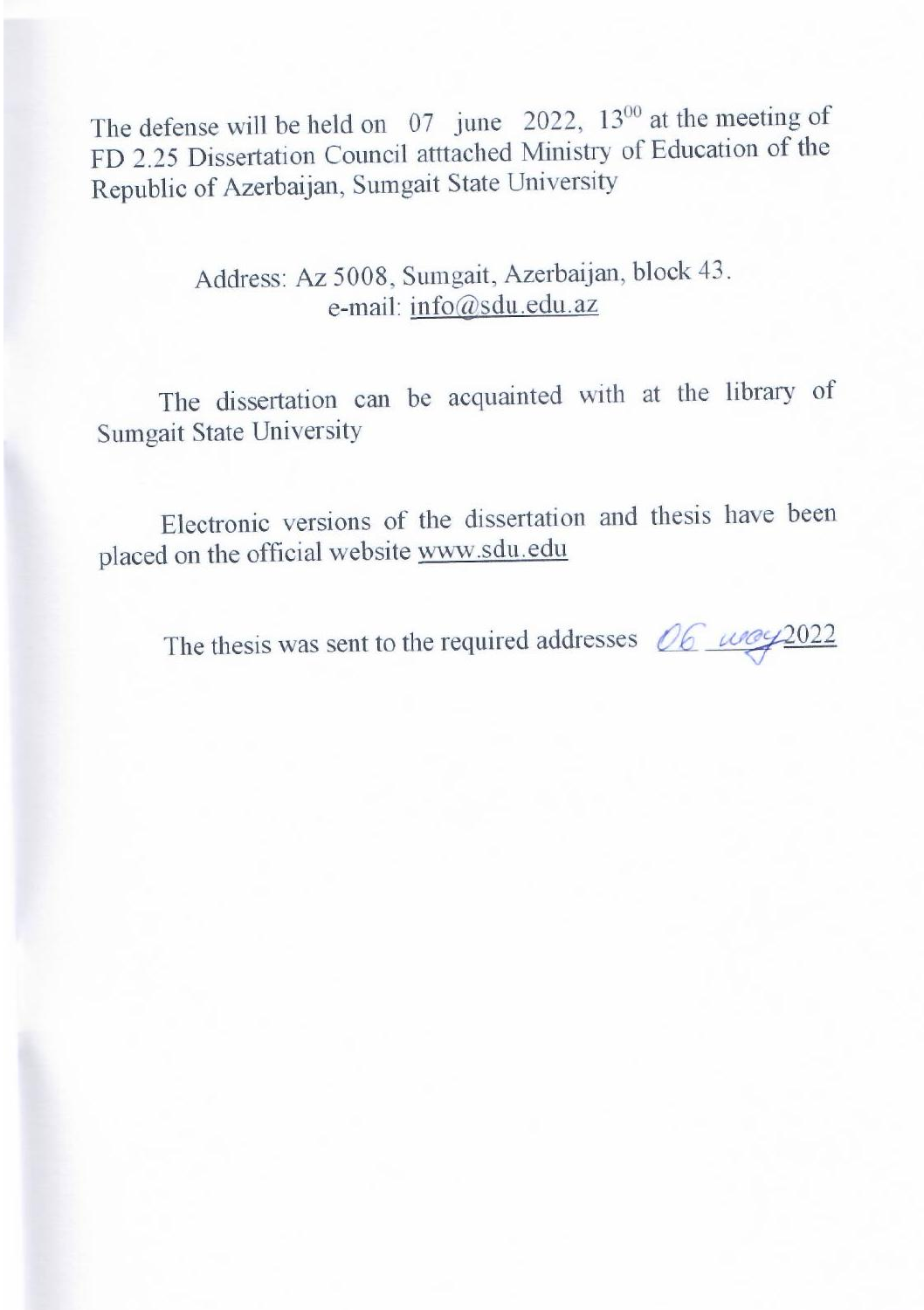The defense will be held on 07 june 2022, $13^{00}$ at the meeting of FD 2.25 Dissertation Council atttached Ministry of Education of the Republic of Azerbaijan, Sumgait State University

Address: Az 5008, Sumgait, Azerbaijan, block 43.
e-mail: info@sdu.edu.az

The dissertation can be acquainted with at the library of Sumgait State University

Electronic versions of the dissertation and thesis have been placed on the official website www.sdu.edu

The thesis was sent to the required addresses 06 may 2022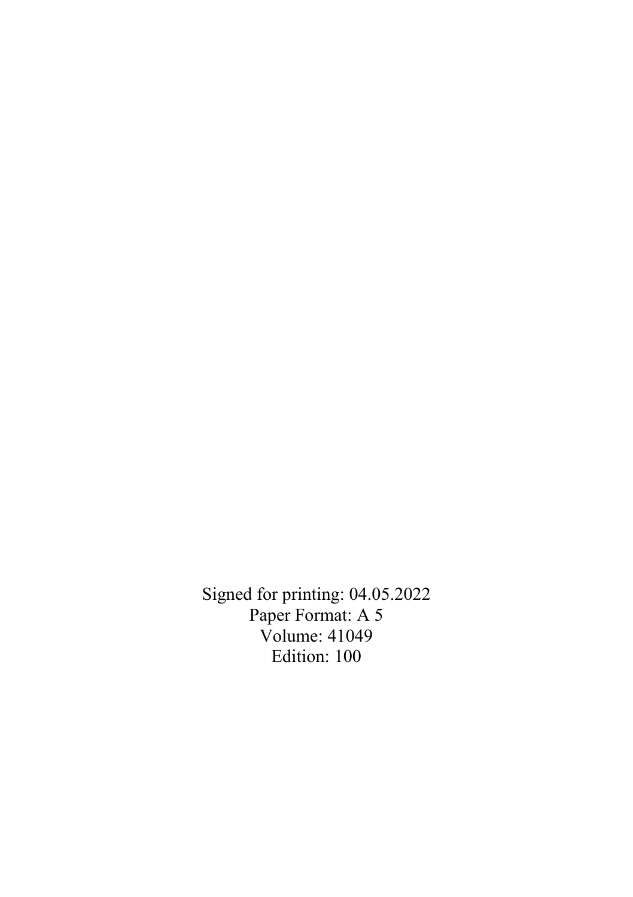Signed for printing: 04.05.2022
Paper Format: A 5
Volume: 41049
Edition: 100